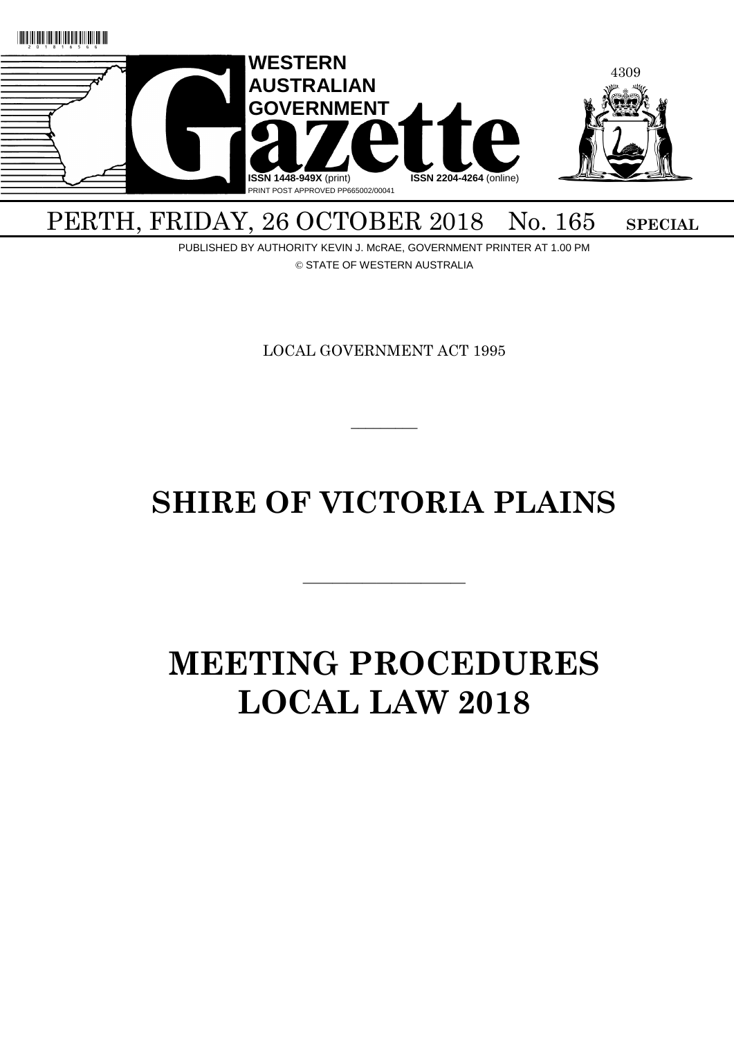WESTERN AUSTRALIAN GOVERNMENT

# Gazette

ISSN 1448-949X (print) ISSN 2204-4264 (online)

PRINT POST APPROVED PP665002/00041

PERTH, FRIDAY, 26 OCTOBER 2018 No. 165 **SPECIAL**

PUBLISHED BY AUTHORITY KEVIN J. McRAE, GOVERNMENT PRINTER AT 1.00 PM

© STATE OF WESTERN AUSTRALIA

LOCAL GOVERNMENT ACT 1995

---

# SHIRE OF VICTORIA PLAINS

---

# MEETING PROCEDURES LOCAL LAW 2018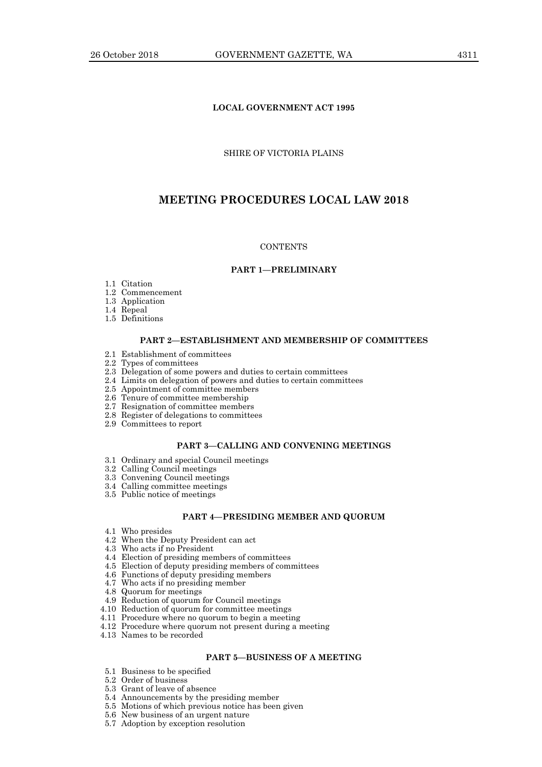**LOCAL GOVERNMENT ACT 1995**

SHIRE OF VICTORIA PLAINS

# MEETING PROCEDURES LOCAL LAW 2018

CONTENTS

**PART 1—PRELIMINARY**

1.1 Citation
1.2 Commencement
1.3 Application
1.4 Repeal
1.5 Definitions

**PART 2—ESTABLISHMENT AND MEMBERSHIP OF COMMITTEES**

2.1 Establishment of committees
2.2 Types of committees
2.3 Delegation of some powers and duties to certain committees
2.4 Limits on delegation of powers and duties to certain committees
2.5 Appointment of committee members
2.6 Tenure of committee membership
2.7 Resignation of committee members
2.8 Register of delegations to committees
2.9 Committees to report

**PART 3—CALLING AND CONVENING MEETINGS**

3.1 Ordinary and special Council meetings
3.2 Calling Council meetings
3.3 Convening Council meetings
3.4 Calling committee meetings
3.5 Public notice of meetings

**PART 4—PRESIDING MEMBER AND QUORUM**

4.1 Who presides
4.2 When the Deputy President can act
4.3 Who acts if no President
4.4 Election of presiding members of committees
4.5 Election of deputy presiding members of committees
4.6 Functions of deputy presiding members
4.7 Who acts if no presiding member
4.8 Quorum for meetings
4.9 Reduction of quorum for Council meetings
4.10 Reduction of quorum for committee meetings
4.11 Procedure where no quorum to begin a meeting
4.12 Procedure where quorum not present during a meeting
4.13 Names to be recorded

**PART 5—BUSINESS OF A MEETING**

5.1 Business to be specified
5.2 Order of business
5.3 Grant of leave of absence
5.4 Announcements by the presiding member
5.5 Motions of which previous notice has been given
5.6 New business of an urgent nature
5.7 Adoption by exception resolution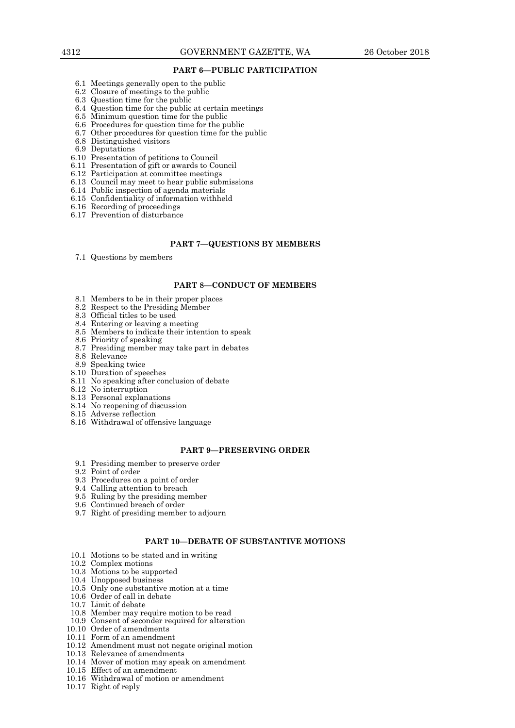**PART 6—PUBLIC PARTICIPATION**

6.1 Meetings generally open to the public
6.2 Closure of meetings to the public
6.3 Question time for the public
6.4 Question time for the public at certain meetings
6.5 Minimum question time for the public
6.6 Procedures for question time for the public
6.7 Other procedures for question time for the public
6.8 Distinguished visitors
6.9 Deputations
6.10 Presentation of petitions to Council
6.11 Presentation of gift or awards to Council
6.12 Participation at committee meetings
6.13 Council may meet to hear public submissions
6.14 Public inspection of agenda materials
6.15 Confidentiality of information withheld
6.16 Recording of proceedings
6.17 Prevention of disturbance

**PART 7—QUESTIONS BY MEMBERS**

7.1 Questions by members

**PART 8—CONDUCT OF MEMBERS**

8.1 Members to be in their proper places
8.2 Respect to the Presiding Member
8.3 Official titles to be used
8.4 Entering or leaving a meeting
8.5 Members to indicate their intention to speak
8.6 Priority of speaking
8.7 Presiding member may take part in debates
8.8 Relevance
8.9 Speaking twice
8.10 Duration of speeches
8.11 No speaking after conclusion of debate
8.12 No interruption
8.13 Personal explanations
8.14 No reopening of discussion
8.15 Adverse reflection
8.16 Withdrawal of offensive language

**PART 9—PRESERVING ORDER**

9.1 Presiding member to preserve order
9.2 Point of order
9.3 Procedures on a point of order
9.4 Calling attention to breach
9.5 Ruling by the presiding member
9.6 Continued breach of order
9.7 Right of presiding member to adjourn

**PART 10—DEBATE OF SUBSTANTIVE MOTIONS**

10.1 Motions to be stated and in writing
10.2 Complex motions
10.3 Motions to be supported
10.4 Unopposed business
10.5 Only one substantive motion at a time
10.6 Order of call in debate
10.7 Limit of debate
10.8 Member may require motion to be read
10.9 Consent of seconder required for alteration
10.10 Order of amendments
10.11 Form of an amendment
10.12 Amendment must not negate original motion
10.13 Relevance of amendments
10.14 Mover of motion may speak on amendment
10.15 Effect of an amendment
10.16 Withdrawal of motion or amendment
10.17 Right of reply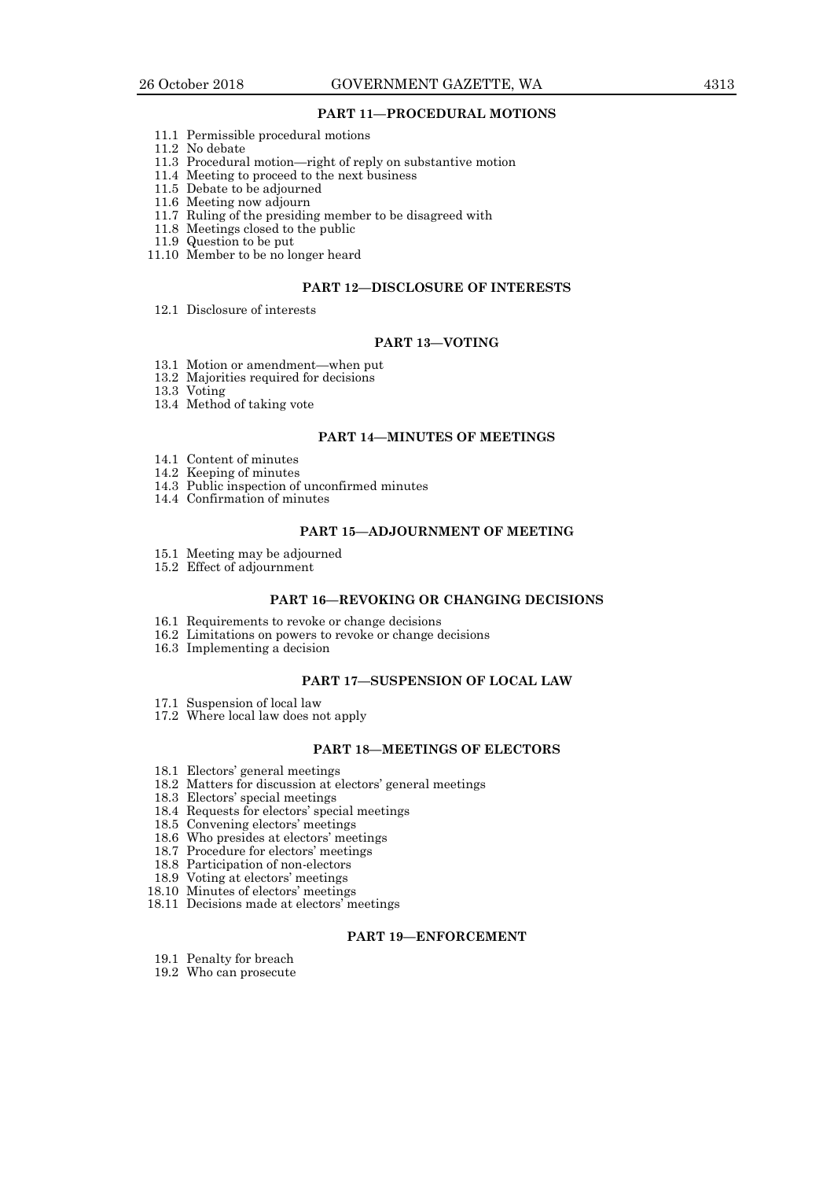## PART 11—PROCEDURAL MOTIONS

11.1 Permissible procedural motions
11.2 No debate
11.3 Procedural motion—right of reply on substantive motion
11.4 Meeting to proceed to the next business
11.5 Debate to be adjourned
11.6 Meeting now adjourn
11.7 Ruling of the presiding member to be disagreed with
11.8 Meetings closed to the public
11.9 Question to be put
11.10 Member to be no longer heard

## PART 12—DISCLOSURE OF INTERESTS

12.1 Disclosure of interests

## PART 13—VOTING

13.1 Motion or amendment—when put
13.2 Majorities required for decisions
13.3 Voting
13.4 Method of taking vote

## PART 14—MINUTES OF MEETINGS

14.1 Content of minutes
14.2 Keeping of minutes
14.3 Public inspection of unconfirmed minutes
14.4 Confirmation of minutes

## PART 15—ADJOURNMENT OF MEETING

15.1 Meeting may be adjourned
15.2 Effect of adjournment

## PART 16—REVOKING OR CHANGING DECISIONS

16.1 Requirements to revoke or change decisions
16.2 Limitations on powers to revoke or change decisions
16.3 Implementing a decision

## PART 17—SUSPENSION OF LOCAL LAW

17.1 Suspension of local law
17.2 Where local law does not apply

## PART 18—MEETINGS OF ELECTORS

18.1 Electors' general meetings
18.2 Matters for discussion at electors' general meetings
18.3 Electors' special meetings
18.4 Requests for electors' special meetings
18.5 Convening electors' meetings
18.6 Who presides at electors' meetings
18.7 Procedure for electors' meetings
18.8 Participation of non-electors
18.9 Voting at electors' meetings
18.10 Minutes of electors' meetings
18.11 Decisions made at electors' meetings

## PART 19—ENFORCEMENT

19.1 Penalty for breach
19.2 Who can prosecute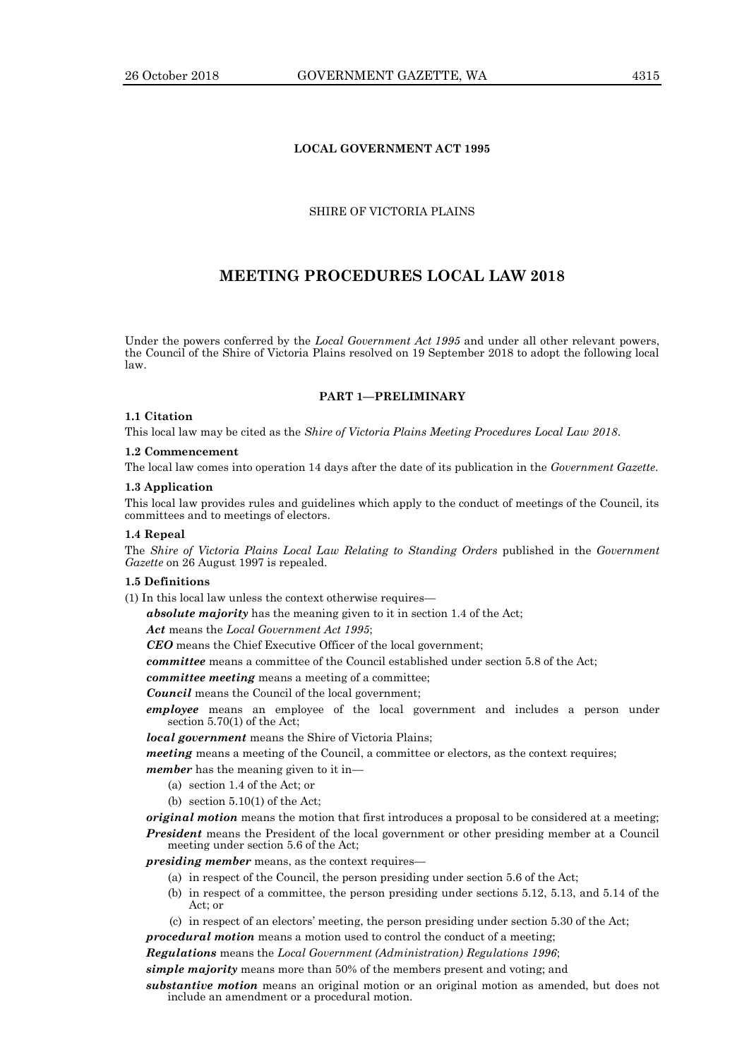**LOCAL GOVERNMENT ACT 1995**

SHIRE OF VICTORIA PLAINS

# MEETING PROCEDURES LOCAL LAW 2018

Under the powers conferred by the *Local Government Act 1995* and under all other relevant powers, the Council of the Shire of Victoria Plains resolved on 19 September 2018 to adopt the following local law.

## PART 1—PRELIMINARY

**1.1 Citation**

This local law may be cited as the *Shire of Victoria Plains Meeting Procedures Local Law 2018*.

**1.2 Commencement**

The local law comes into operation 14 days after the date of its publication in the *Government Gazette*.

**1.3 Application**

This local law provides rules and guidelines which apply to the conduct of meetings of the Council, its committees and to meetings of electors.

**1.4 Repeal**

The *Shire of Victoria Plains Local Law Relating to Standing Orders* published in the *Government Gazette* on 26 August 1997 is repealed.

**1.5 Definitions**

(1) In this local law unless the context otherwise requires—

***absolute majority*** has the meaning given to it in section 1.4 of the Act;

***Act*** means the *Local Government Act 1995*;

***CEO*** means the Chief Executive Officer of the local government;

***committee*** means a committee of the Council established under section 5.8 of the Act;

***committee meeting*** means a meeting of a committee;

***Council*** means the Council of the local government;

***employee*** means an employee of the local government and includes a person under section 5.70(1) of the Act;

***local government*** means the Shire of Victoria Plains;

***meeting*** means a meeting of the Council, a committee or electors, as the context requires;

***member*** has the meaning given to it in—

(a) section 1.4 of the Act; or

(b) section 5.10(1) of the Act;

***original motion*** means the motion that first introduces a proposal to be considered at a meeting;

***President*** means the President of the local government or other presiding member at a Council meeting under section 5.6 of the Act;

***presiding member*** means, as the context requires—

(a) in respect of the Council, the person presiding under section 5.6 of the Act;

(b) in respect of a committee, the person presiding under sections 5.12, 5.13, and 5.14 of the Act; or

(c) in respect of an electors' meeting, the person presiding under section 5.30 of the Act;

***procedural motion*** means a motion used to control the conduct of a meeting;

***Regulations*** means the *Local Government (Administration) Regulations 1996*;

***simple majority*** means more than 50% of the members present and voting; and

***substantive motion*** means an original motion or an original motion as amended, but does not include an amendment or a procedural motion.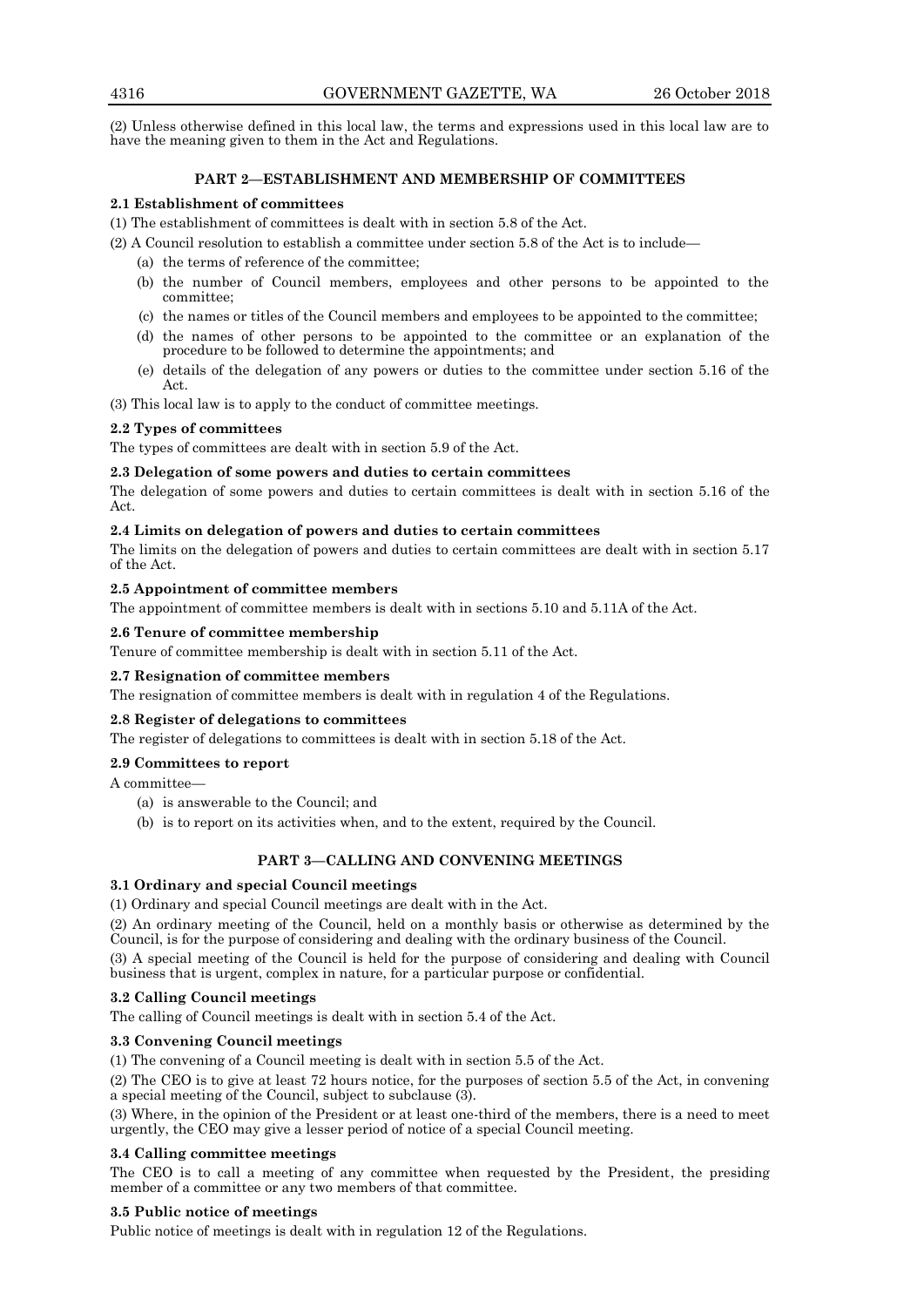(2) Unless otherwise defined in this local law, the terms and expressions used in this local law are to have the meaning given to them in the Act and Regulations.

## PART 2—ESTABLISHMENT AND MEMBERSHIP OF COMMITTEES

### 2.1 Establishment of committees

(1) The establishment of committees is dealt with in section 5.8 of the Act.

(2) A Council resolution to establish a committee under section 5.8 of the Act is to include—

- (a) the terms of reference of the committee;
- (b) the number of Council members, employees and other persons to be appointed to the committee;
- (c) the names or titles of the Council members and employees to be appointed to the committee;
- (d) the names of other persons to be appointed to the committee or an explanation of the procedure to be followed to determine the appointments; and
- (e) details of the delegation of any powers or duties to the committee under section 5.16 of the Act.

(3) This local law is to apply to the conduct of committee meetings.

### 2.2 Types of committees

The types of committees are dealt with in section 5.9 of the Act.

### 2.3 Delegation of some powers and duties to certain committees

The delegation of some powers and duties to certain committees is dealt with in section 5.16 of the Act.

### 2.4 Limits on delegation of powers and duties to certain committees

The limits on the delegation of powers and duties to certain committees are dealt with in section 5.17 of the Act.

### 2.5 Appointment of committee members

The appointment of committee members is dealt with in sections 5.10 and 5.11A of the Act.

### 2.6 Tenure of committee membership

Tenure of committee membership is dealt with in section 5.11 of the Act.

### 2.7 Resignation of committee members

The resignation of committee members is dealt with in regulation 4 of the Regulations.

### 2.8 Register of delegations to committees

The register of delegations to committees is dealt with in section 5.18 of the Act.

### 2.9 Committees to report

A committee—

- (a) is answerable to the Council; and
- (b) is to report on its activities when, and to the extent, required by the Council.

## PART 3—CALLING AND CONVENING MEETINGS

### 3.1 Ordinary and special Council meetings

(1) Ordinary and special Council meetings are dealt with in the Act.

(2) An ordinary meeting of the Council, held on a monthly basis or otherwise as determined by the Council, is for the purpose of considering and dealing with the ordinary business of the Council.

(3) A special meeting of the Council is held for the purpose of considering and dealing with Council business that is urgent, complex in nature, for a particular purpose or confidential.

### 3.2 Calling Council meetings

The calling of Council meetings is dealt with in section 5.4 of the Act.

### 3.3 Convening Council meetings

(1) The convening of a Council meeting is dealt with in section 5.5 of the Act.

(2) The CEO is to give at least 72 hours notice, for the purposes of section 5.5 of the Act, in convening a special meeting of the Council, subject to subclause (3).

(3) Where, in the opinion of the President or at least one-third of the members, there is a need to meet urgently, the CEO may give a lesser period of notice of a special Council meeting.

### 3.4 Calling committee meetings

The CEO is to call a meeting of any committee when requested by the President, the presiding member of a committee or any two members of that committee.

### 3.5 Public notice of meetings

Public notice of meetings is dealt with in regulation 12 of the Regulations.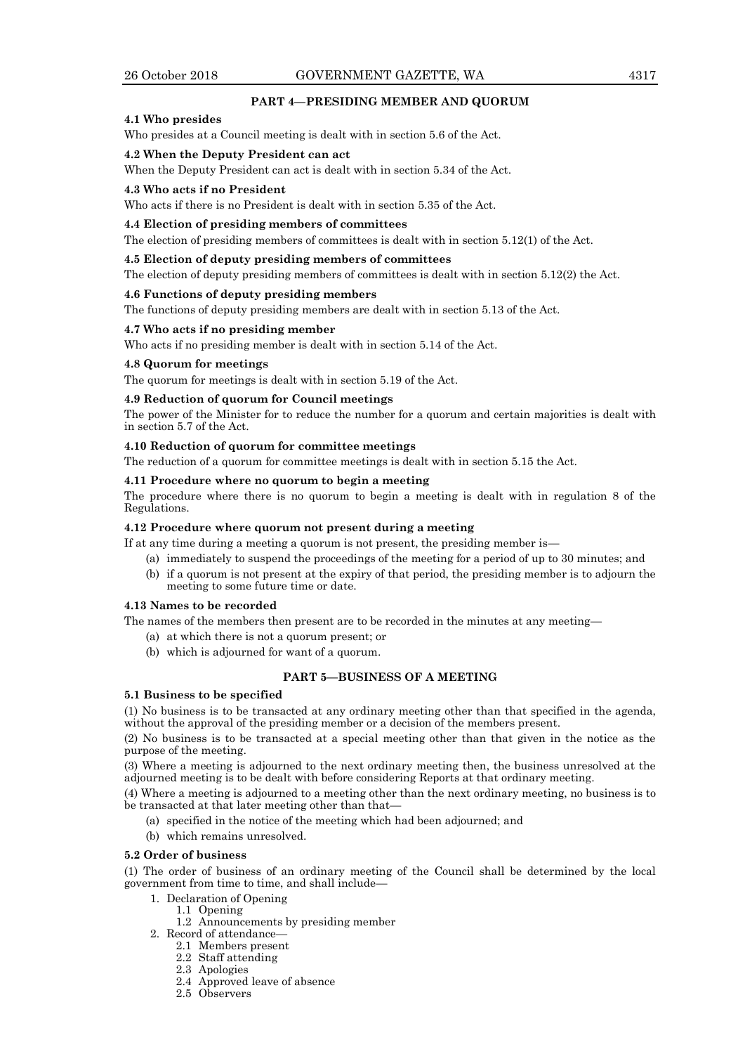## PART 4—PRESIDING MEMBER AND QUORUM

**4.1 Who presides**

Who presides at a Council meeting is dealt with in section 5.6 of the Act.

**4.2 When the Deputy President can act**

When the Deputy President can act is dealt with in section 5.34 of the Act.

**4.3 Who acts if no President**

Who acts if there is no President is dealt with in section 5.35 of the Act.

**4.4 Election of presiding members of committees**

The election of presiding members of committees is dealt with in section 5.12(1) of the Act.

**4.5 Election of deputy presiding members of committees**

The election of deputy presiding members of committees is dealt with in section 5.12(2) the Act.

**4.6 Functions of deputy presiding members**

The functions of deputy presiding members are dealt with in section 5.13 of the Act.

**4.7 Who acts if no presiding member**

Who acts if no presiding member is dealt with in section 5.14 of the Act.

**4.8 Quorum for meetings**

The quorum for meetings is dealt with in section 5.19 of the Act.

**4.9 Reduction of quorum for Council meetings**

The power of the Minister for to reduce the number for a quorum and certain majorities is dealt with in section 5.7 of the Act.

**4.10 Reduction of quorum for committee meetings**

The reduction of a quorum for committee meetings is dealt with in section 5.15 the Act.

**4.11 Procedure where no quorum to begin a meeting**

The procedure where there is no quorum to begin a meeting is dealt with in regulation 8 of the Regulations.

**4.12 Procedure where quorum not present during a meeting**

If at any time during a meeting a quorum is not present, the presiding member is—

- (a) immediately to suspend the proceedings of the meeting for a period of up to 30 minutes; and
- (b) if a quorum is not present at the expiry of that period, the presiding member is to adjourn the meeting to some future time or date.

**4.13 Names to be recorded**

The names of the members then present are to be recorded in the minutes at any meeting—

- (a) at which there is not a quorum present; or
- (b) which is adjourned for want of a quorum.

## PART 5—BUSINESS OF A MEETING

**5.1 Business to be specified**

(1) No business is to be transacted at any ordinary meeting other than that specified in the agenda, without the approval of the presiding member or a decision of the members present.

(2) No business is to be transacted at a special meeting other than that given in the notice as the purpose of the meeting.

(3) Where a meeting is adjourned to the next ordinary meeting then, the business unresolved at the adjourned meeting is to be dealt with before considering Reports at that ordinary meeting.

(4) Where a meeting is adjourned to a meeting other than the next ordinary meeting, no business is to be transacted at that later meeting other than that—

- (a) specified in the notice of the meeting which had been adjourned; and
- (b) which remains unresolved.

**5.2 Order of business**

(1) The order of business of an ordinary meeting of the Council shall be determined by the local government from time to time, and shall include—

1. Declaration of Opening
    - 1.1 Opening
    - 1.2 Announcements by presiding member
2. Record of attendance—
    - 2.1 Members present
    - 2.2 Staff attending
    - 2.3 Apologies
    - 2.4 Approved leave of absence
    - 2.5 Observers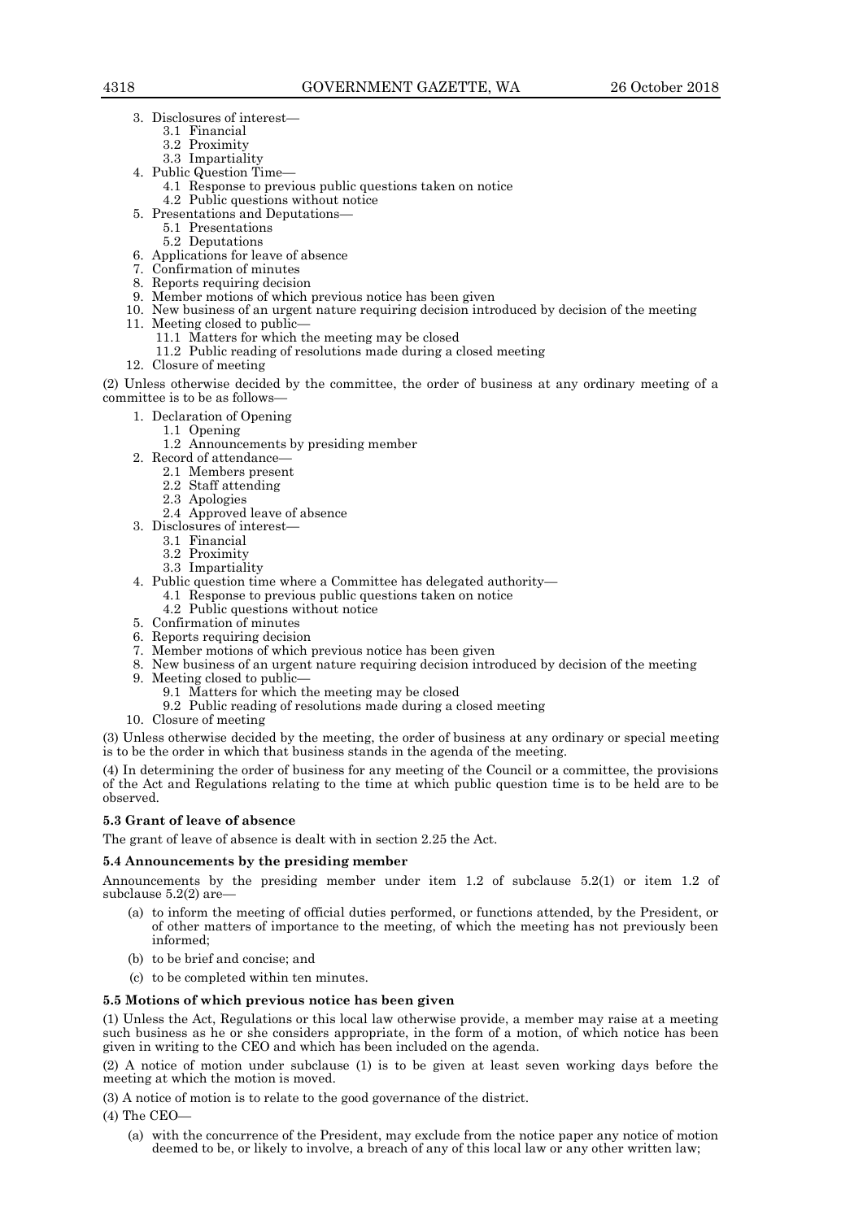3. Disclosures of interest—
    - 3.1 Financial
    - 3.2 Proximity
    - 3.3 Impartiality
4. Public Question Time—
    - 4.1 Response to previous public questions taken on notice
    - 4.2 Public questions without notice
5. Presentations and Deputations—
    - 5.1 Presentations
    - 5.2 Deputations
6. Applications for leave of absence
7. Confirmation of minutes
8. Reports requiring decision
9. Member motions of which previous notice has been given
10. New business of an urgent nature requiring decision introduced by decision of the meeting
11. Meeting closed to public—
    - 11.1 Matters for which the meeting may be closed
    - 11.2 Public reading of resolutions made during a closed meeting
12. Closure of meeting

(2) Unless otherwise decided by the committee, the order of business at any ordinary meeting of a committee is to be as follows—

1. Declaration of Opening
    - 1.1 Opening
    - 1.2 Announcements by presiding member
2. Record of attendance—
    - 2.1 Members present
    - 2.2 Staff attending
    - 2.3 Apologies
    - 2.4 Approved leave of absence
3. Disclosures of interest—
    - 3.1 Financial
    - 3.2 Proximity
    - 3.3 Impartiality
4. Public question time where a Committee has delegated authority—
    - 4.1 Response to previous public questions taken on notice
    - 4.2 Public questions without notice
5. Confirmation of minutes
6. Reports requiring decision
7. Member motions of which previous notice has been given
8. New business of an urgent nature requiring decision introduced by decision of the meeting
9. Meeting closed to public—
    - 9.1 Matters for which the meeting may be closed
    - 9.2 Public reading of resolutions made during a closed meeting
10. Closure of meeting

(3) Unless otherwise decided by the meeting, the order of business at any ordinary or special meeting is to be the order in which that business stands in the agenda of the meeting.

(4) In determining the order of business for any meeting of the Council or a committee, the provisions of the Act and Regulations relating to the time at which public question time is to be held are to be observed.

**5.3 Grant of leave of absence**

The grant of leave of absence is dealt with in section 2.25 the Act.

**5.4 Announcements by the presiding member**

Announcements by the presiding member under item 1.2 of subclause 5.2(1) or item 1.2 of subclause 5.2(2) are—

(a) to inform the meeting of official duties performed, or functions attended, by the President, or of other matters of importance to the meeting, of which the meeting has not previously been informed;

(b) to be brief and concise; and

(c) to be completed within ten minutes.

**5.5 Motions of which previous notice has been given**

(1) Unless the Act, Regulations or this local law otherwise provide, a member may raise at a meeting such business as he or she considers appropriate, in the form of a motion, of which notice has been given in writing to the CEO and which has been included on the agenda.

(2) A notice of motion under subclause (1) is to be given at least seven working days before the meeting at which the motion is moved.

(3) A notice of motion is to relate to the good governance of the district.

(4) The CEO—

(a) with the concurrence of the President, may exclude from the notice paper any notice of motion deemed to be, or likely to involve, a breach of any of this local law or any other written law;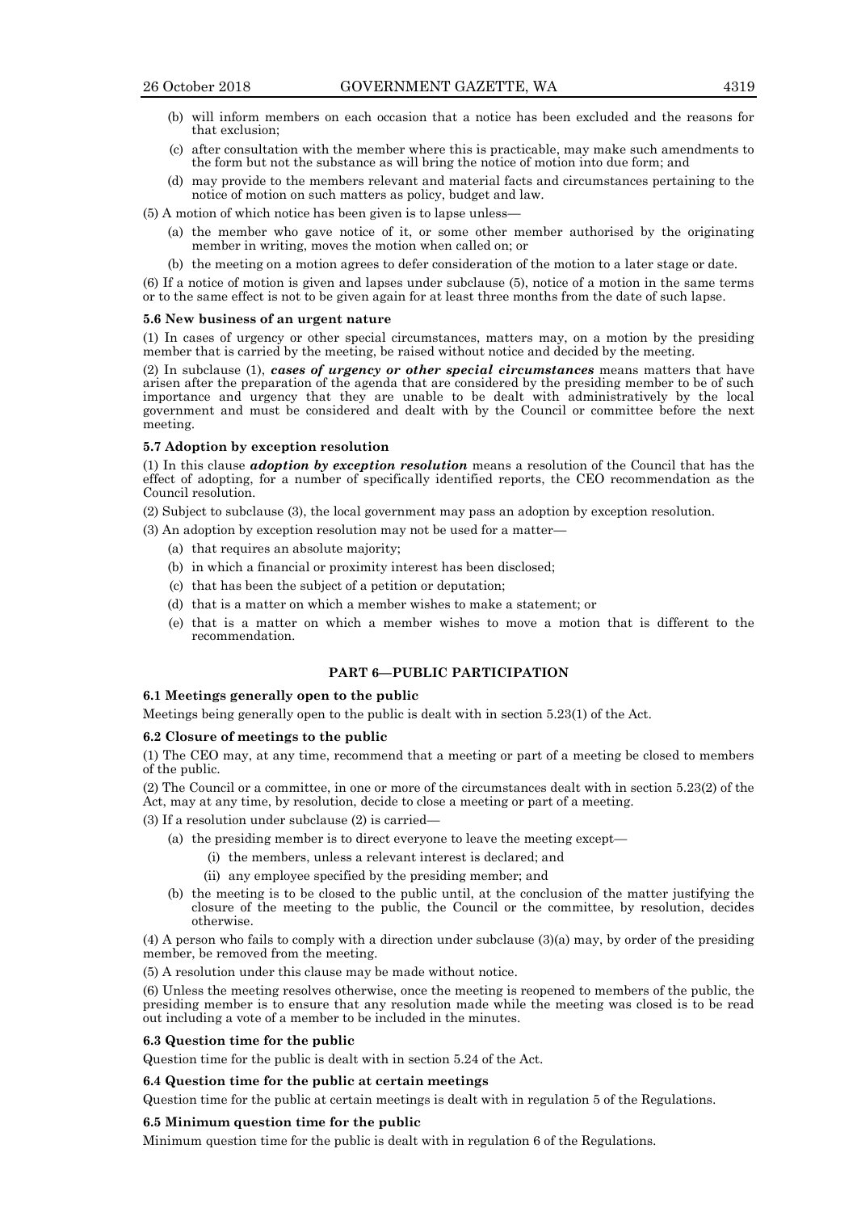(b) will inform members on each occasion that a notice has been excluded and the reasons for that exclusion;

(c) after consultation with the member where this is practicable, may make such amendments to the form but not the substance as will bring the notice of motion into due form; and

(d) may provide to the members relevant and material facts and circumstances pertaining to the notice of motion on such matters as policy, budget and law.

(5) A motion of which notice has been given is to lapse unless—

(a) the member who gave notice of it, or some other member authorised by the originating member in writing, moves the motion when called on; or

(b) the meeting on a motion agrees to defer consideration of the motion to a later stage or date.

(6) If a notice of motion is given and lapses under subclause (5), notice of a motion in the same terms or to the same effect is not to be given again for at least three months from the date of such lapse.

**5.6 New business of an urgent nature**

(1) In cases of urgency or other special circumstances, matters may, on a motion by the presiding member that is carried by the meeting, be raised without notice and decided by the meeting.

(2) In subclause (1), ***cases of urgency or other special circumstances*** means matters that have arisen after the preparation of the agenda that are considered by the presiding member to be of such importance and urgency that they are unable to be dealt with administratively by the local government and must be considered and dealt with by the Council or committee before the next meeting.

**5.7 Adoption by exception resolution**

(1) In this clause ***adoption by exception resolution*** means a resolution of the Council that has the effect of adopting, for a number of specifically identified reports, the CEO recommendation as the Council resolution.

(2) Subject to subclause (3), the local government may pass an adoption by exception resolution.

(3) An adoption by exception resolution may not be used for a matter—

(a) that requires an absolute majority;

(b) in which a financial or proximity interest has been disclosed;

(c) that has been the subject of a petition or deputation;

(d) that is a matter on which a member wishes to make a statement; or

(e) that is a matter on which a member wishes to move a motion that is different to the recommendation.

## PART 6—PUBLIC PARTICIPATION

**6.1 Meetings generally open to the public**

Meetings being generally open to the public is dealt with in section 5.23(1) of the Act.

**6.2 Closure of meetings to the public**

(1) The CEO may, at any time, recommend that a meeting or part of a meeting be closed to members of the public.

(2) The Council or a committee, in one or more of the circumstances dealt with in section 5.23(2) of the Act, may at any time, by resolution, decide to close a meeting or part of a meeting.

(3) If a resolution under subclause (2) is carried—

(a) the presiding member is to direct everyone to leave the meeting except—

(i) the members, unless a relevant interest is declared; and

(ii) any employee specified by the presiding member; and

(b) the meeting is to be closed to the public until, at the conclusion of the matter justifying the closure of the meeting to the public, the Council or the committee, by resolution, decides otherwise.

(4) A person who fails to comply with a direction under subclause (3)(a) may, by order of the presiding member, be removed from the meeting.

(5) A resolution under this clause may be made without notice.

(6) Unless the meeting resolves otherwise, once the meeting is reopened to members of the public, the presiding member is to ensure that any resolution made while the meeting was closed is to be read out including a vote of a member to be included in the minutes.

**6.3 Question time for the public**

Question time for the public is dealt with in section 5.24 of the Act.

**6.4 Question time for the public at certain meetings**

Question time for the public at certain meetings is dealt with in regulation 5 of the Regulations.

**6.5 Minimum question time for the public**

Minimum question time for the public is dealt with in regulation 6 of the Regulations.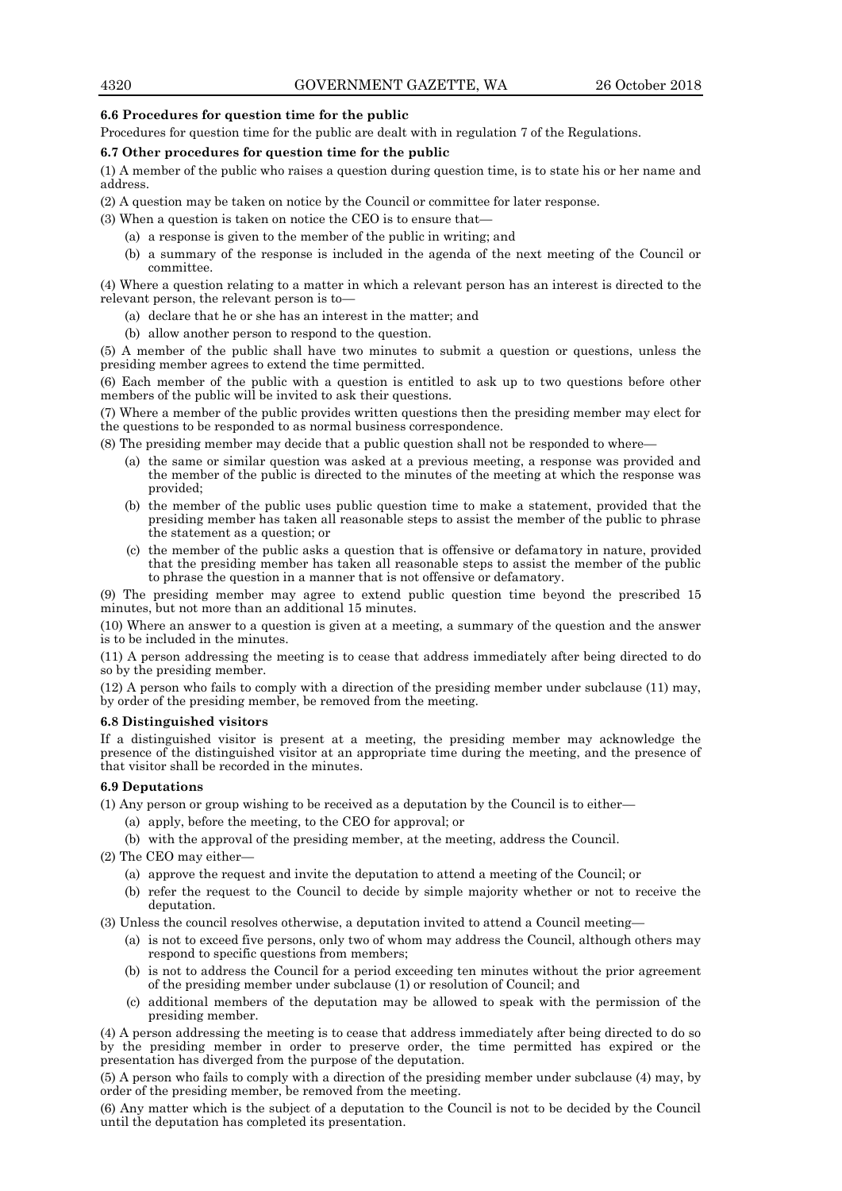### 6.6 Procedures for question time for the public

Procedures for question time for the public are dealt with in regulation 7 of the Regulations.

### 6.7 Other procedures for question time for the public

(1) A member of the public who raises a question during question time, is to state his or her name and address.

(2) A question may be taken on notice by the Council or committee for later response.

(3) When a question is taken on notice the CEO is to ensure that—

- (a) a response is given to the member of the public in writing; and
- (b) a summary of the response is included in the agenda of the next meeting of the Council or committee.

(4) Where a question relating to a matter in which a relevant person has an interest is directed to the relevant person, the relevant person is to—

- (a) declare that he or she has an interest in the matter; and
- (b) allow another person to respond to the question.

(5) A member of the public shall have two minutes to submit a question or questions, unless the presiding member agrees to extend the time permitted.

(6) Each member of the public with a question is entitled to ask up to two questions before other members of the public will be invited to ask their questions.

(7) Where a member of the public provides written questions then the presiding member may elect for the questions to be responded to as normal business correspondence.

(8) The presiding member may decide that a public question shall not be responded to where—

- (a) the same or similar question was asked at a previous meeting, a response was provided and the member of the public is directed to the minutes of the meeting at which the response was provided;
- (b) the member of the public uses public question time to make a statement, provided that the presiding member has taken all reasonable steps to assist the member of the public to phrase the statement as a question; or
- (c) the member of the public asks a question that is offensive or defamatory in nature, provided that the presiding member has taken all reasonable steps to assist the member of the public to phrase the question in a manner that is not offensive or defamatory.

(9) The presiding member may agree to extend public question time beyond the prescribed 15 minutes, but not more than an additional 15 minutes.

(10) Where an answer to a question is given at a meeting, a summary of the question and the answer is to be included in the minutes.

(11) A person addressing the meeting is to cease that address immediately after being directed to do so by the presiding member.

(12) A person who fails to comply with a direction of the presiding member under subclause (11) may, by order of the presiding member, be removed from the meeting.

### 6.8 Distinguished visitors

If a distinguished visitor is present at a meeting, the presiding member may acknowledge the presence of the distinguished visitor at an appropriate time during the meeting, and the presence of that visitor shall be recorded in the minutes.

### 6.9 Deputations

(1) Any person or group wishing to be received as a deputation by the Council is to either—

- (a) apply, before the meeting, to the CEO for approval; or
- (b) with the approval of the presiding member, at the meeting, address the Council.

(2) The CEO may either—

- (a) approve the request and invite the deputation to attend a meeting of the Council; or
- (b) refer the request to the Council to decide by simple majority whether or not to receive the deputation.

(3) Unless the council resolves otherwise, a deputation invited to attend a Council meeting—

- (a) is not to exceed five persons, only two of whom may address the Council, although others may respond to specific questions from members;
- (b) is not to address the Council for a period exceeding ten minutes without the prior agreement of the presiding member under subclause (1) or resolution of Council; and
- (c) additional members of the deputation may be allowed to speak with the permission of the presiding member.

(4) A person addressing the meeting is to cease that address immediately after being directed to do so by the presiding member in order to preserve order, the time permitted has expired or the presentation has diverged from the purpose of the deputation.

(5) A person who fails to comply with a direction of the presiding member under subclause (4) may, by order of the presiding member, be removed from the meeting.

(6) Any matter which is the subject of a deputation to the Council is not to be decided by the Council until the deputation has completed its presentation.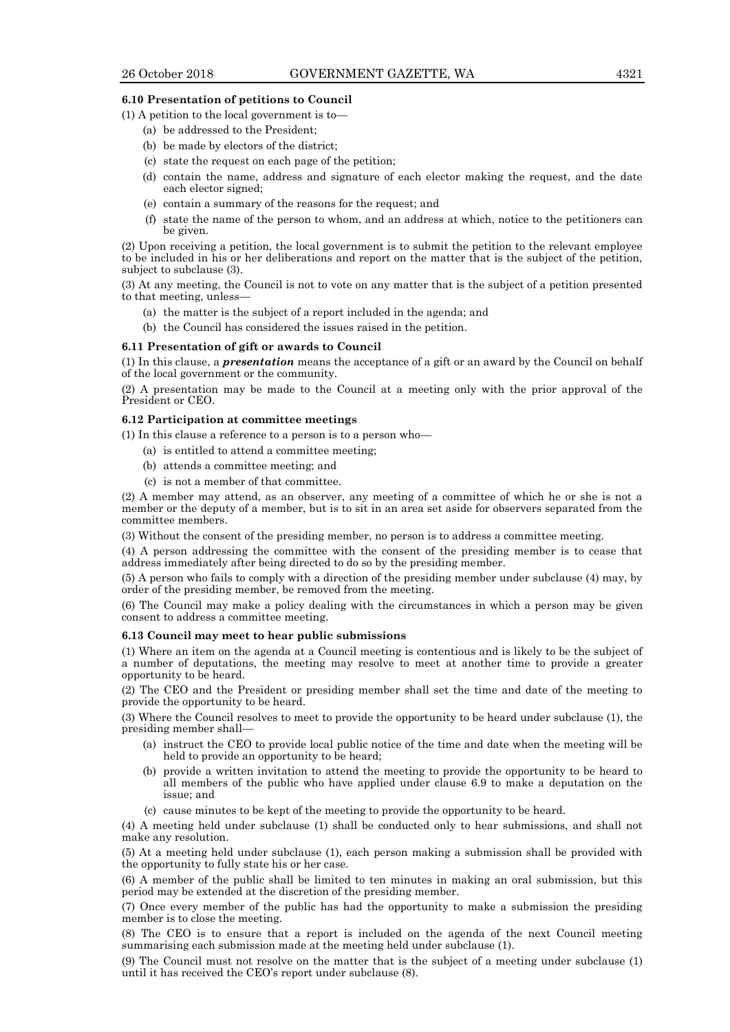### 6.10 Presentation of petitions to Council

(1) A petition to the local government is to—

- (a) be addressed to the President;
- (b) be made by electors of the district;
- (c) state the request on each page of the petition;
- (d) contain the name, address and signature of each elector making the request, and the date each elector signed;
- (e) contain a summary of the reasons for the request; and
- (f) state the name of the person to whom, and an address at which, notice to the petitioners can be given.

(2) Upon receiving a petition, the local government is to submit the petition to the relevant employee to be included in his or her deliberations and report on the matter that is the subject of the petition, subject to subclause (3).

(3) At any meeting, the Council is not to vote on any matter that is the subject of a petition presented to that meeting, unless—

- (a) the matter is the subject of a report included in the agenda; and
- (b) the Council has considered the issues raised in the petition.

### 6.11 Presentation of gift or awards to Council

(1) In this clause, a ***presentation*** means the acceptance of a gift or an award by the Council on behalf of the local government or the community.

(2) A presentation may be made to the Council at a meeting only with the prior approval of the President or CEO.

### 6.12 Participation at committee meetings

(1) In this clause a reference to a person is to a person who—

- (a) is entitled to attend a committee meeting;
- (b) attends a committee meeting; and
- (c) is not a member of that committee.

(2) A member may attend, as an observer, any meeting of a committee of which he or she is not a member or the deputy of a member, but is to sit in an area set aside for observers separated from the committee members.

(3) Without the consent of the presiding member, no person is to address a committee meeting.

(4) A person addressing the committee with the consent of the presiding member is to cease that address immediately after being directed to do so by the presiding member.

(5) A person who fails to comply with a direction of the presiding member under subclause (4) may, by order of the presiding member, be removed from the meeting.

(6) The Council may make a policy dealing with the circumstances in which a person may be given consent to address a committee meeting.

### 6.13 Council may meet to hear public submissions

(1) Where an item on the agenda at a Council meeting is contentious and is likely to be the subject of a number of deputations, the meeting may resolve to meet at another time to provide a greater opportunity to be heard.

(2) The CEO and the President or presiding member shall set the time and date of the meeting to provide the opportunity to be heard.

(3) Where the Council resolves to meet to provide the opportunity to be heard under subclause (1), the presiding member shall—

- (a) instruct the CEO to provide local public notice of the time and date when the meeting will be held to provide an opportunity to be heard;
- (b) provide a written invitation to attend the meeting to provide the opportunity to be heard to all members of the public who have applied under clause 6.9 to make a deputation on the issue; and
- (c) cause minutes to be kept of the meeting to provide the opportunity to be heard.

(4) A meeting held under subclause (1) shall be conducted only to hear submissions, and shall not make any resolution.

(5) At a meeting held under subclause (1), each person making a submission shall be provided with the opportunity to fully state his or her case.

(6) A member of the public shall be limited to ten minutes in making an oral submission, but this period may be extended at the discretion of the presiding member.

(7) Once every member of the public has had the opportunity to make a submission the presiding member is to close the meeting.

(8) The CEO is to ensure that a report is included on the agenda of the next Council meeting summarising each submission made at the meeting held under subclause (1).

(9) The Council must not resolve on the matter that is the subject of a meeting under subclause (1) until it has received the CEO's report under subclause (8).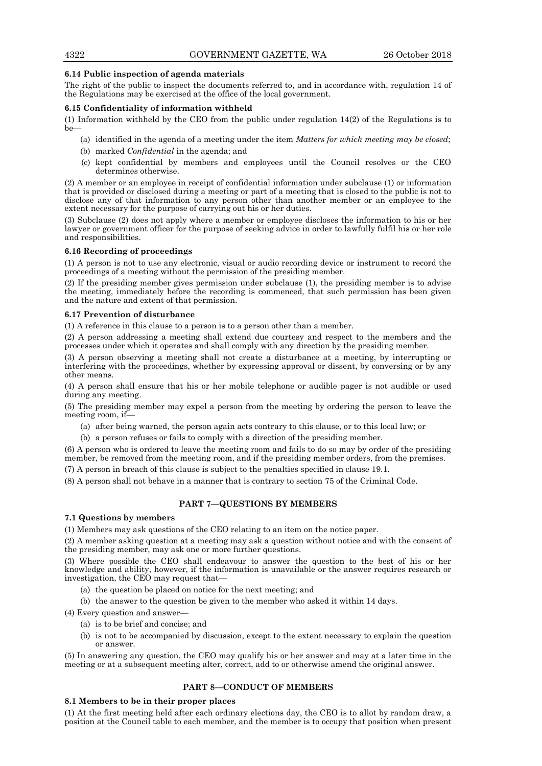#### 6.14 Public inspection of agenda materials

The right of the public to inspect the documents referred to, and in accordance with, regulation 14 of the Regulations may be exercised at the office of the local government.

#### 6.15 Confidentiality of information withheld

(1) Information withheld by the CEO from the public under regulation 14(2) of the Regulations is to be—

(a) identified in the agenda of a meeting under the item *Matters for which meeting may be closed*;

(b) marked *Confidential* in the agenda; and

(c) kept confidential by members and employees until the Council resolves or the CEO determines otherwise.

(2) A member or an employee in receipt of confidential information under subclause (1) or information that is provided or disclosed during a meeting or part of a meeting that is closed to the public is not to disclose any of that information to any person other than another member or an employee to the extent necessary for the purpose of carrying out his or her duties.

(3) Subclause (2) does not apply where a member or employee discloses the information to his or her lawyer or government officer for the purpose of seeking advice in order to lawfully fulfil his or her role and responsibilities.

#### 6.16 Recording of proceedings

(1) A person is not to use any electronic, visual or audio recording device or instrument to record the proceedings of a meeting without the permission of the presiding member.

(2) If the presiding member gives permission under subclause (1), the presiding member is to advise the meeting, immediately before the recording is commenced, that such permission has been given and the nature and extent of that permission.

#### 6.17 Prevention of disturbance

(1) A reference in this clause to a person is to a person other than a member.

(2) A person addressing a meeting shall extend due courtesy and respect to the members and the processes under which it operates and shall comply with any direction by the presiding member.

(3) A person observing a meeting shall not create a disturbance at a meeting, by interrupting or interfering with the proceedings, whether by expressing approval or dissent, by conversing or by any other means.

(4) A person shall ensure that his or her mobile telephone or audible pager is not audible or used during any meeting.

(5) The presiding member may expel a person from the meeting by ordering the person to leave the meeting room, if—

(a) after being warned, the person again acts contrary to this clause, or to this local law; or

(b) a person refuses or fails to comply with a direction of the presiding member.

(6) A person who is ordered to leave the meeting room and fails to do so may by order of the presiding member, be removed from the meeting room, and if the presiding member orders, from the premises.

(7) A person in breach of this clause is subject to the penalties specified in clause 19.1.

(8) A person shall not behave in a manner that is contrary to section 75 of the Criminal Code.

## PART 7—QUESTIONS BY MEMBERS

#### 7.1 Questions by members

(1) Members may ask questions of the CEO relating to an item on the notice paper.

(2) A member asking question at a meeting may ask a question without notice and with the consent of the presiding member, may ask one or more further questions.

(3) Where possible the CEO shall endeavour to answer the question to the best of his or her knowledge and ability, however, if the information is unavailable or the answer requires research or investigation, the CEO may request that—

(a) the question be placed on notice for the next meeting; and

(b) the answer to the question be given to the member who asked it within 14 days.

(4) Every question and answer—

(a) is to be brief and concise; and

(b) is not to be accompanied by discussion, except to the extent necessary to explain the question or answer.

(5) In answering any question, the CEO may qualify his or her answer and may at a later time in the meeting or at a subsequent meeting alter, correct, add to or otherwise amend the original answer.

## PART 8—CONDUCT OF MEMBERS

#### 8.1 Members to be in their proper places

(1) At the first meeting held after each ordinary elections day, the CEO is to allot by random draw, a position at the Council table to each member, and the member is to occupy that position when present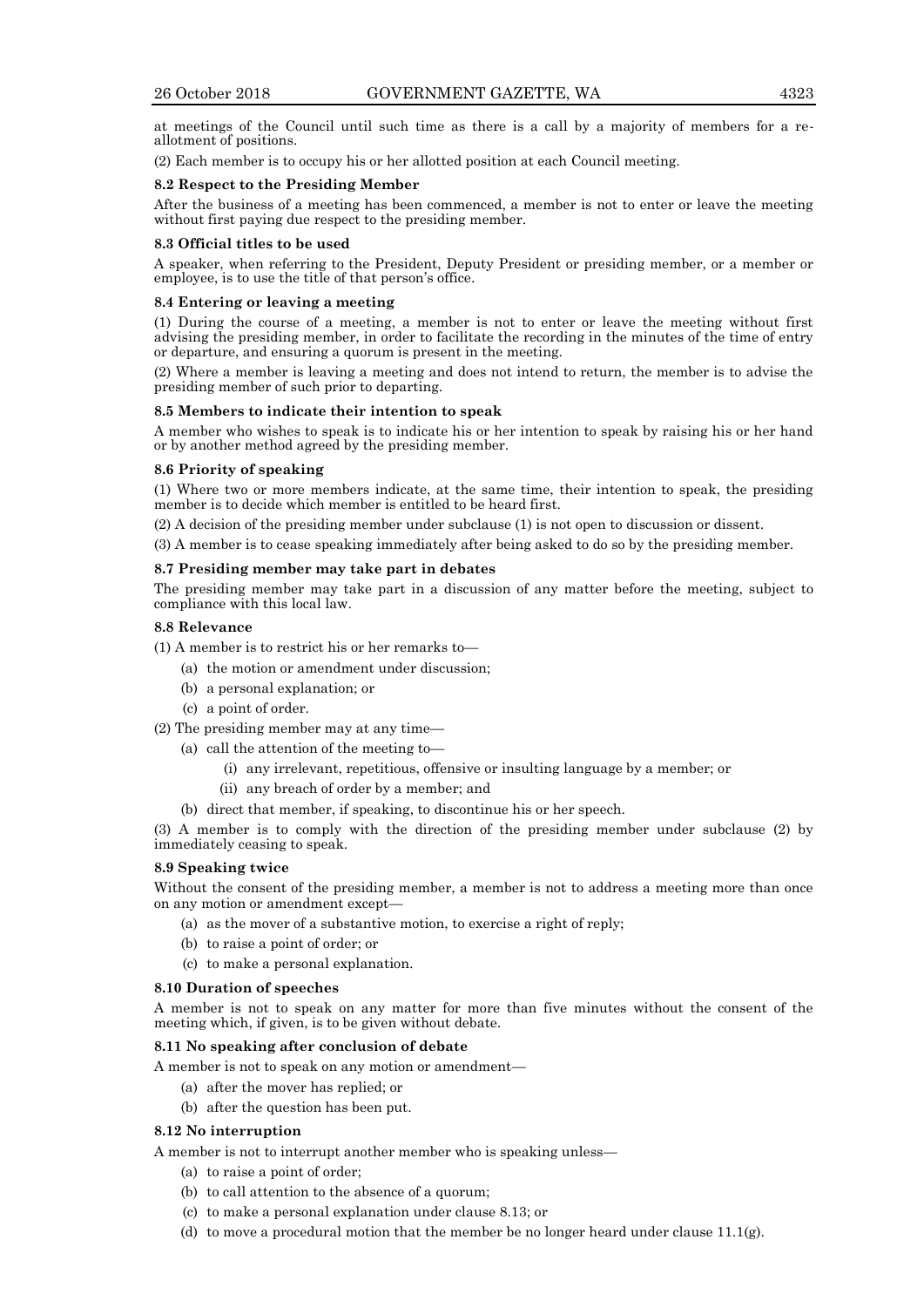at meetings of the Council until such time as there is a call by a majority of members for a re-allotment of positions.

(2) Each member is to occupy his or her allotted position at each Council meeting.

**8.2 Respect to the Presiding Member**

After the business of a meeting has been commenced, a member is not to enter or leave the meeting without first paying due respect to the presiding member.

**8.3 Official titles to be used**

A speaker, when referring to the President, Deputy President or presiding member, or a member or employee, is to use the title of that person's office.

**8.4 Entering or leaving a meeting**

(1) During the course of a meeting, a member is not to enter or leave the meeting without first advising the presiding member, in order to facilitate the recording in the minutes of the time of entry or departure, and ensuring a quorum is present in the meeting.

(2) Where a member is leaving a meeting and does not intend to return, the member is to advise the presiding member of such prior to departing.

**8.5 Members to indicate their intention to speak**

A member who wishes to speak is to indicate his or her intention to speak by raising his or her hand or by another method agreed by the presiding member.

**8.6 Priority of speaking**

(1) Where two or more members indicate, at the same time, their intention to speak, the presiding member is to decide which member is entitled to be heard first.

(2) A decision of the presiding member under subclause (1) is not open to discussion or dissent.

(3) A member is to cease speaking immediately after being asked to do so by the presiding member.

**8.7 Presiding member may take part in debates**

The presiding member may take part in a discussion of any matter before the meeting, subject to compliance with this local law.

**8.8 Relevance**

(1) A member is to restrict his or her remarks to—

- (a) the motion or amendment under discussion;
- (b) a personal explanation; or
- (c) a point of order.

(2) The presiding member may at any time—

- (a) call the attention of the meeting to—
  - (i) any irrelevant, repetitious, offensive or insulting language by a member; or
  - (ii) any breach of order by a member; and
- (b) direct that member, if speaking, to discontinue his or her speech.

(3) A member is to comply with the direction of the presiding member under subclause (2) by immediately ceasing to speak.

**8.9 Speaking twice**

Without the consent of the presiding member, a member is not to address a meeting more than once on any motion or amendment except—

- (a) as the mover of a substantive motion, to exercise a right of reply;
- (b) to raise a point of order; or
- (c) to make a personal explanation.

**8.10 Duration of speeches**

A member is not to speak on any matter for more than five minutes without the consent of the meeting which, if given, is to be given without debate.

**8.11 No speaking after conclusion of debate**

A member is not to speak on any motion or amendment—

- (a) after the mover has replied; or
- (b) after the question has been put.

**8.12 No interruption**

A member is not to interrupt another member who is speaking unless—

- (a) to raise a point of order;
- (b) to call attention to the absence of a quorum;
- (c) to make a personal explanation under clause 8.13; or
- (d) to move a procedural motion that the member be no longer heard under clause 11.1(g).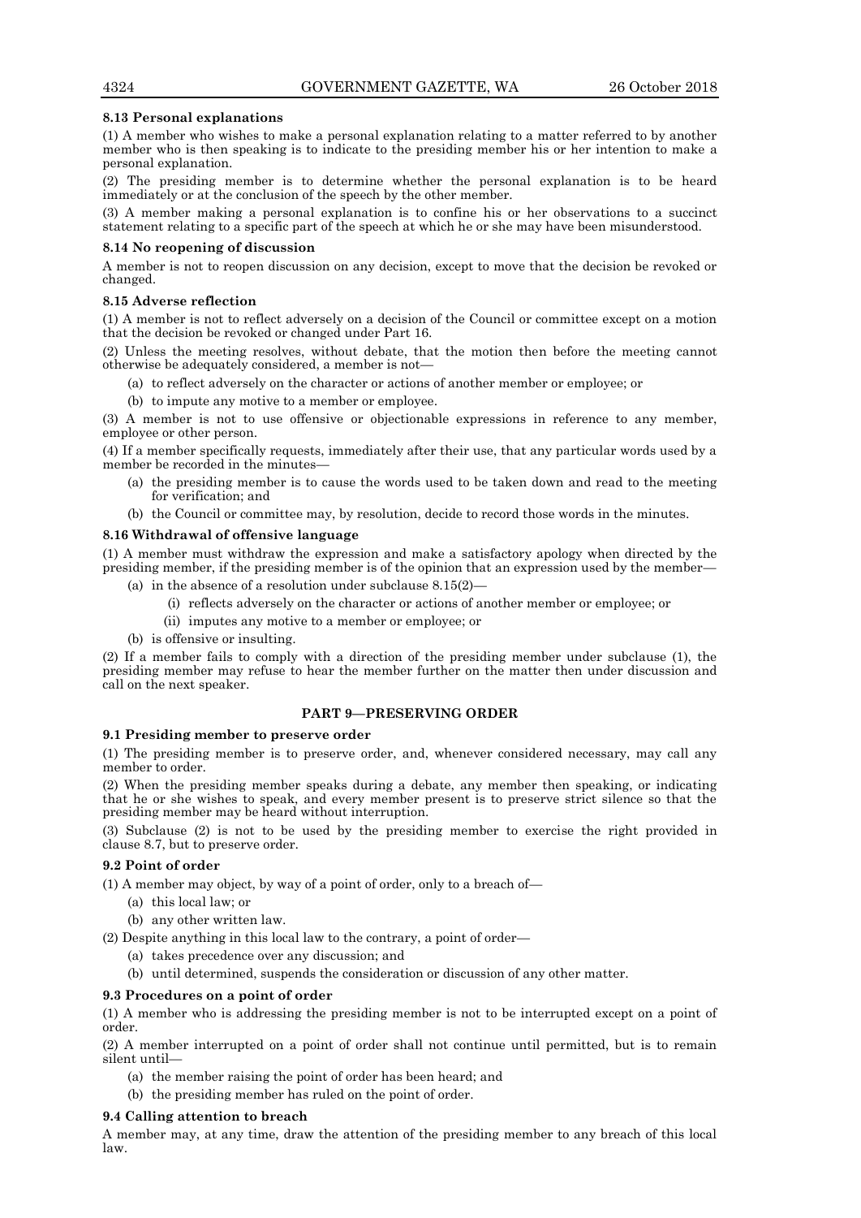**8.13 Personal explanations**

(1) A member who wishes to make a personal explanation relating to a matter referred to by another member who is then speaking is to indicate to the presiding member his or her intention to make a personal explanation.

(2) The presiding member is to determine whether the personal explanation is to be heard immediately or at the conclusion of the speech by the other member.

(3) A member making a personal explanation is to confine his or her observations to a succinct statement relating to a specific part of the speech at which he or she may have been misunderstood.

**8.14 No reopening of discussion**

A member is not to reopen discussion on any decision, except to move that the decision be revoked or changed.

**8.15 Adverse reflection**

(1) A member is not to reflect adversely on a decision of the Council or committee except on a motion that the decision be revoked or changed under Part 16.

(2) Unless the meeting resolves, without debate, that the motion then before the meeting cannot otherwise be adequately considered, a member is not—

- (a) to reflect adversely on the character or actions of another member or employee; or
- (b) to impute any motive to a member or employee.

(3) A member is not to use offensive or objectionable expressions in reference to any member, employee or other person.

(4) If a member specifically requests, immediately after their use, that any particular words used by a member be recorded in the minutes—

- (a) the presiding member is to cause the words used to be taken down and read to the meeting for verification; and
- (b) the Council or committee may, by resolution, decide to record those words in the minutes.

**8.16 Withdrawal of offensive language**

(1) A member must withdraw the expression and make a satisfactory apology when directed by the presiding member, if the presiding member is of the opinion that an expression used by the member—

- (a) in the absence of a resolution under subclause 8.15(2)—
  - (i) reflects adversely on the character or actions of another member or employee; or
  - (ii) imputes any motive to a member or employee; or
- (b) is offensive or insulting.

(2) If a member fails to comply with a direction of the presiding member under subclause (1), the presiding member may refuse to hear the member further on the matter then under discussion and call on the next speaker.

## PART 9—PRESERVING ORDER

**9.1 Presiding member to preserve order**

(1) The presiding member is to preserve order, and, whenever considered necessary, may call any member to order.

(2) When the presiding member speaks during a debate, any member then speaking, or indicating that he or she wishes to speak, and every member present is to preserve strict silence so that the presiding member may be heard without interruption.

(3) Subclause (2) is not to be used by the presiding member to exercise the right provided in clause 8.7, but to preserve order.

**9.2 Point of order**

(1) A member may object, by way of a point of order, only to a breach of—

- (a) this local law; or
- (b) any other written law.

(2) Despite anything in this local law to the contrary, a point of order—

- (a) takes precedence over any discussion; and
- (b) until determined, suspends the consideration or discussion of any other matter.

**9.3 Procedures on a point of order**

(1) A member who is addressing the presiding member is not to be interrupted except on a point of order.

(2) A member interrupted on a point of order shall not continue until permitted, but is to remain silent until—

- (a) the member raising the point of order has been heard; and
- (b) the presiding member has ruled on the point of order.

**9.4 Calling attention to breach**

A member may, at any time, draw the attention of the presiding member to any breach of this local law.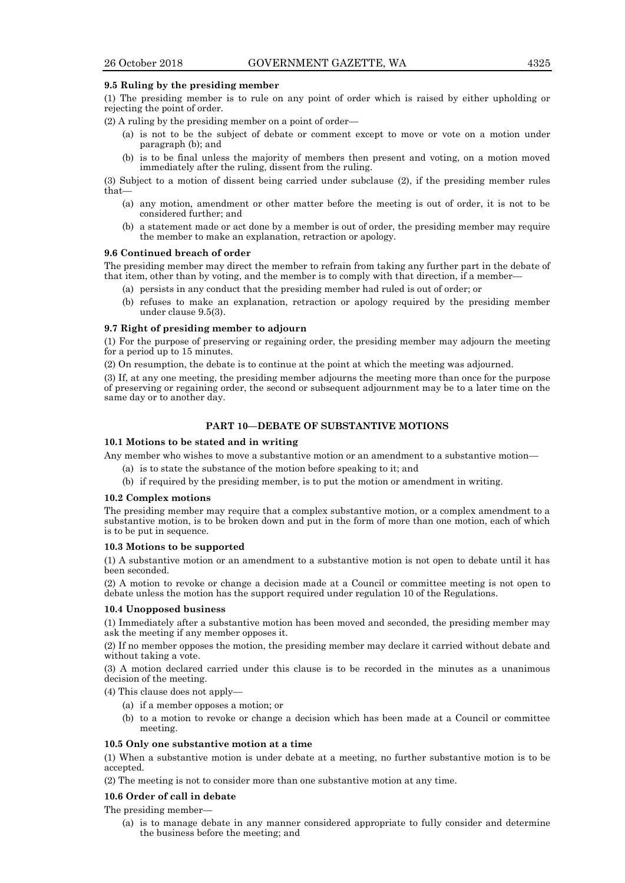#### 9.5 Ruling by the presiding member

(1) The presiding member is to rule on any point of order which is raised by either upholding or rejecting the point of order.

(2) A ruling by the presiding member on a point of order—

- (a) is not to be the subject of debate or comment except to move or vote on a motion under paragraph (b); and
- (b) is to be final unless the majority of members then present and voting, on a motion moved immediately after the ruling, dissent from the ruling.

(3) Subject to a motion of dissent being carried under subclause (2), if the presiding member rules that—

- (a) any motion, amendment or other matter before the meeting is out of order, it is not to be considered further; and
- (b) a statement made or act done by a member is out of order, the presiding member may require the member to make an explanation, retraction or apology.

#### 9.6 Continued breach of order

The presiding member may direct the member to refrain from taking any further part in the debate of that item, other than by voting, and the member is to comply with that direction, if a member—

- (a) persists in any conduct that the presiding member had ruled is out of order; or
- (b) refuses to make an explanation, retraction or apology required by the presiding member under clause 9.5(3).

#### 9.7 Right of presiding member to adjourn

(1) For the purpose of preserving or regaining order, the presiding member may adjourn the meeting for a period up to 15 minutes.

(2) On resumption, the debate is to continue at the point at which the meeting was adjourned.

(3) If, at any one meeting, the presiding member adjourns the meeting more than once for the purpose of preserving or regaining order, the second or subsequent adjournment may be to a later time on the same day or to another day.

### PART 10—DEBATE OF SUBSTANTIVE MOTIONS

#### 10.1 Motions to be stated and in writing

Any member who wishes to move a substantive motion or an amendment to a substantive motion—

- (a) is to state the substance of the motion before speaking to it; and
- (b) if required by the presiding member, is to put the motion or amendment in writing.

#### 10.2 Complex motions

The presiding member may require that a complex substantive motion, or a complex amendment to a substantive motion, is to be broken down and put in the form of more than one motion, each of which is to be put in sequence.

#### 10.3 Motions to be supported

(1) A substantive motion or an amendment to a substantive motion is not open to debate until it has been seconded.

(2) A motion to revoke or change a decision made at a Council or committee meeting is not open to debate unless the motion has the support required under regulation 10 of the Regulations.

#### 10.4 Unopposed business

(1) Immediately after a substantive motion has been moved and seconded, the presiding member may ask the meeting if any member opposes it.

(2) If no member opposes the motion, the presiding member may declare it carried without debate and without taking a vote.

(3) A motion declared carried under this clause is to be recorded in the minutes as a unanimous decision of the meeting.

(4) This clause does not apply—

- (a) if a member opposes a motion; or
- (b) to a motion to revoke or change a decision which has been made at a Council or committee meeting.

#### 10.5 Only one substantive motion at a time

(1) When a substantive motion is under debate at a meeting, no further substantive motion is to be accepted.

(2) The meeting is not to consider more than one substantive motion at any time.

#### 10.6 Order of call in debate

The presiding member—

- (a) is to manage debate in any manner considered appropriate to fully consider and determine the business before the meeting; and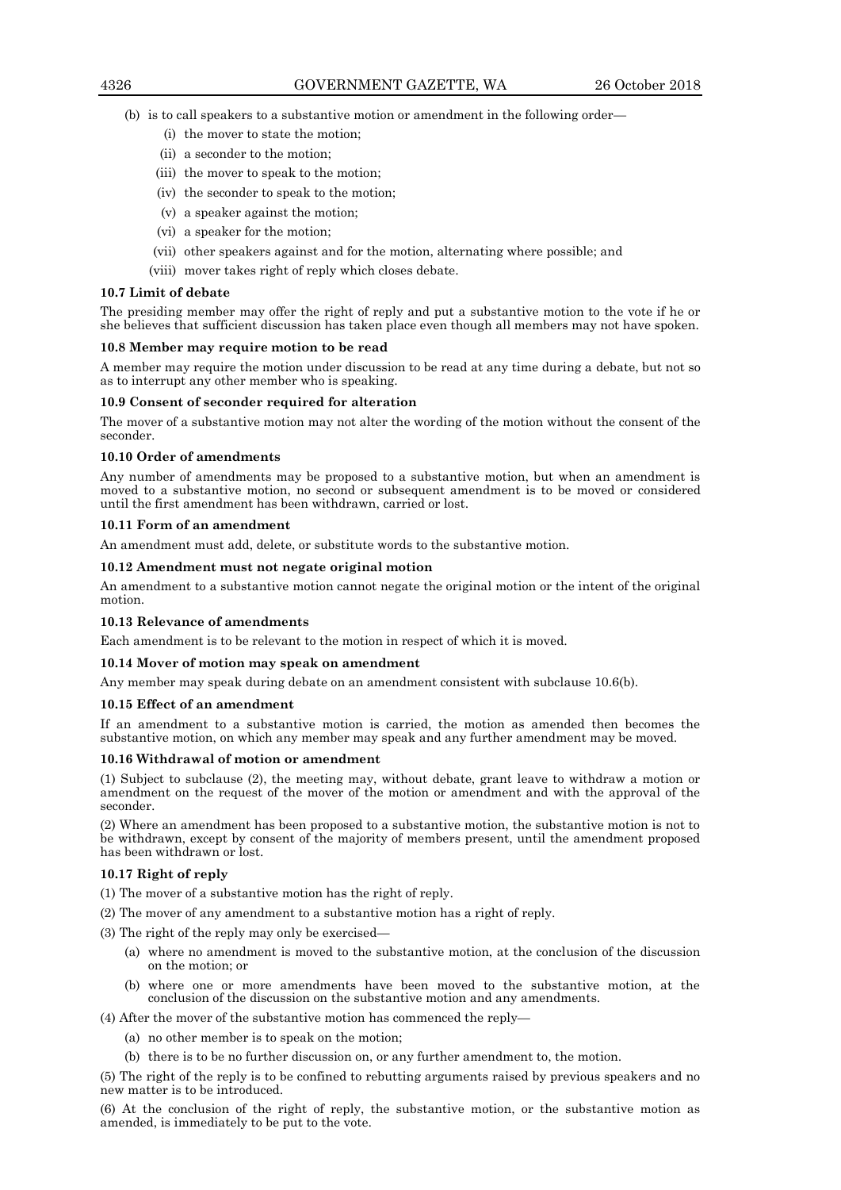(b) is to call speakers to a substantive motion or amendment in the following order—

  (i) the mover to state the motion;
  (ii) a seconder to the motion;
  (iii) the mover to speak to the motion;
  (iv) the seconder to speak to the motion;
  (v) a speaker against the motion;
  (vi) a speaker for the motion;
  (vii) other speakers against and for the motion, alternating where possible; and
  (viii) mover takes right of reply which closes debate.

**10.7 Limit of debate**

The presiding member may offer the right of reply and put a substantive motion to the vote if he or she believes that sufficient discussion has taken place even though all members may not have spoken.

**10.8 Member may require motion to be read**

A member may require the motion under discussion to be read at any time during a debate, but not so as to interrupt any other member who is speaking.

**10.9 Consent of seconder required for alteration**

The mover of a substantive motion may not alter the wording of the motion without the consent of the seconder.

**10.10 Order of amendments**

Any number of amendments may be proposed to a substantive motion, but when an amendment is moved to a substantive motion, no second or subsequent amendment is to be moved or considered until the first amendment has been withdrawn, carried or lost.

**10.11 Form of an amendment**

An amendment must add, delete, or substitute words to the substantive motion.

**10.12 Amendment must not negate original motion**

An amendment to a substantive motion cannot negate the original motion or the intent of the original motion.

**10.13 Relevance of amendments**

Each amendment is to be relevant to the motion in respect of which it is moved.

**10.14 Mover of motion may speak on amendment**

Any member may speak during debate on an amendment consistent with subclause 10.6(b).

**10.15 Effect of an amendment**

If an amendment to a substantive motion is carried, the motion as amended then becomes the substantive motion, on which any member may speak and any further amendment may be moved.

**10.16 Withdrawal of motion or amendment**

(1) Subject to subclause (2), the meeting may, without debate, grant leave to withdraw a motion or amendment on the request of the mover of the motion or amendment and with the approval of the seconder.

(2) Where an amendment has been proposed to a substantive motion, the substantive motion is not to be withdrawn, except by consent of the majority of members present, until the amendment proposed has been withdrawn or lost.

**10.17 Right of reply**

(1) The mover of a substantive motion has the right of reply.

(2) The mover of any amendment to a substantive motion has a right of reply.

(3) The right of the reply may only be exercised—

  (a) where no amendment is moved to the substantive motion, at the conclusion of the discussion on the motion; or
  (b) where one or more amendments have been moved to the substantive motion, at the conclusion of the discussion on the substantive motion and any amendments.

(4) After the mover of the substantive motion has commenced the reply—

  (a) no other member is to speak on the motion;
  (b) there is to be no further discussion on, or any further amendment to, the motion.

(5) The right of the reply is to be confined to rebutting arguments raised by previous speakers and no new matter is to be introduced.

(6) At the conclusion of the right of reply, the substantive motion, or the substantive motion as amended, is immediately to be put to the vote.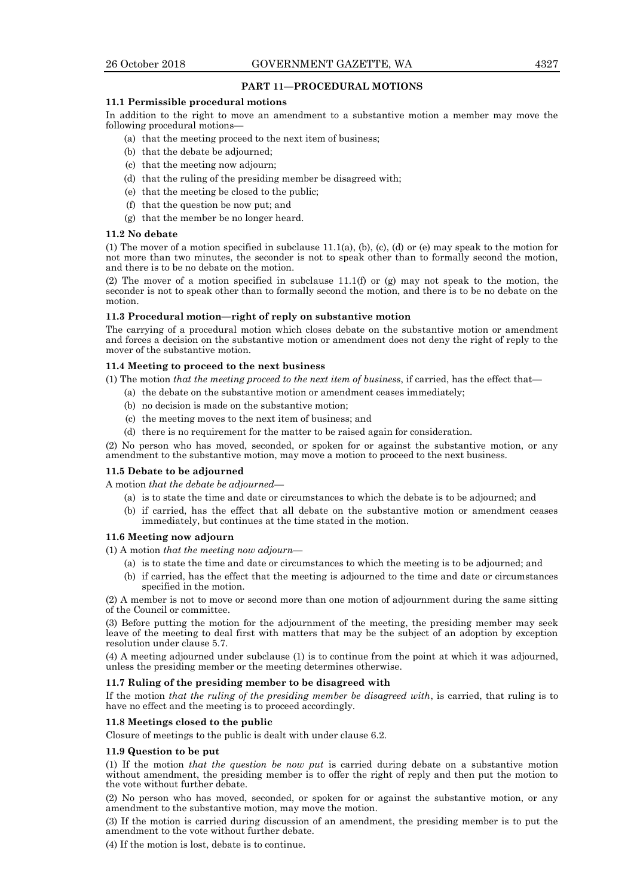## PART 11—PROCEDURAL MOTIONS

### 11.1 Permissible procedural motions

In addition to the right to move an amendment to a substantive motion a member may move the following procedural motions—

- (a) that the meeting proceed to the next item of business;
- (b) that the debate be adjourned;
- (c) that the meeting now adjourn;
- (d) that the ruling of the presiding member be disagreed with;
- (e) that the meeting be closed to the public;
- (f) that the question be now put; and
- (g) that the member be no longer heard.

### 11.2 No debate

(1) The mover of a motion specified in subclause 11.1(a), (b), (c), (d) or (e) may speak to the motion for not more than two minutes, the seconder is not to speak other than to formally second the motion, and there is to be no debate on the motion.

(2) The mover of a motion specified in subclause 11.1(f) or (g) may not speak to the motion, the seconder is not to speak other than to formally second the motion, and there is to be no debate on the motion.

### 11.3 Procedural motion—right of reply on substantive motion

The carrying of a procedural motion which closes debate on the substantive motion or amendment and forces a decision on the substantive motion or amendment does not deny the right of reply to the mover of the substantive motion.

### 11.4 Meeting to proceed to the next business

(1) The motion *that the meeting proceed to the next item of business*, if carried, has the effect that—

- (a) the debate on the substantive motion or amendment ceases immediately;
- (b) no decision is made on the substantive motion;
- (c) the meeting moves to the next item of business; and
- (d) there is no requirement for the matter to be raised again for consideration.

(2) No person who has moved, seconded, or spoken for or against the substantive motion, or any amendment to the substantive motion, may move a motion to proceed to the next business.

### 11.5 Debate to be adjourned

A motion *that the debate be adjourned*—

- (a) is to state the time and date or circumstances to which the debate is to be adjourned; and
- (b) if carried, has the effect that all debate on the substantive motion or amendment ceases immediately, but continues at the time stated in the motion.

### 11.6 Meeting now adjourn

(1) A motion *that the meeting now adjourn*—

- (a) is to state the time and date or circumstances to which the meeting is to be adjourned; and
- (b) if carried, has the effect that the meeting is adjourned to the time and date or circumstances specified in the motion.

(2) A member is not to move or second more than one motion of adjournment during the same sitting of the Council or committee.

(3) Before putting the motion for the adjournment of the meeting, the presiding member may seek leave of the meeting to deal first with matters that may be the subject of an adoption by exception resolution under clause 5.7.

(4) A meeting adjourned under subclause (1) is to continue from the point at which it was adjourned, unless the presiding member or the meeting determines otherwise.

### 11.7 Ruling of the presiding member to be disagreed with

If the motion *that the ruling of the presiding member be disagreed with*, is carried, that ruling is to have no effect and the meeting is to proceed accordingly.

### 11.8 Meetings closed to the public

Closure of meetings to the public is dealt with under clause 6.2.

### 11.9 Question to be put

(1) If the motion *that the question be now put* is carried during debate on a substantive motion without amendment, the presiding member is to offer the right of reply and then put the motion to the vote without further debate.

(2) No person who has moved, seconded, or spoken for or against the substantive motion, or any amendment to the substantive motion, may move the motion.

(3) If the motion is carried during discussion of an amendment, the presiding member is to put the amendment to the vote without further debate.

(4) If the motion is lost, debate is to continue.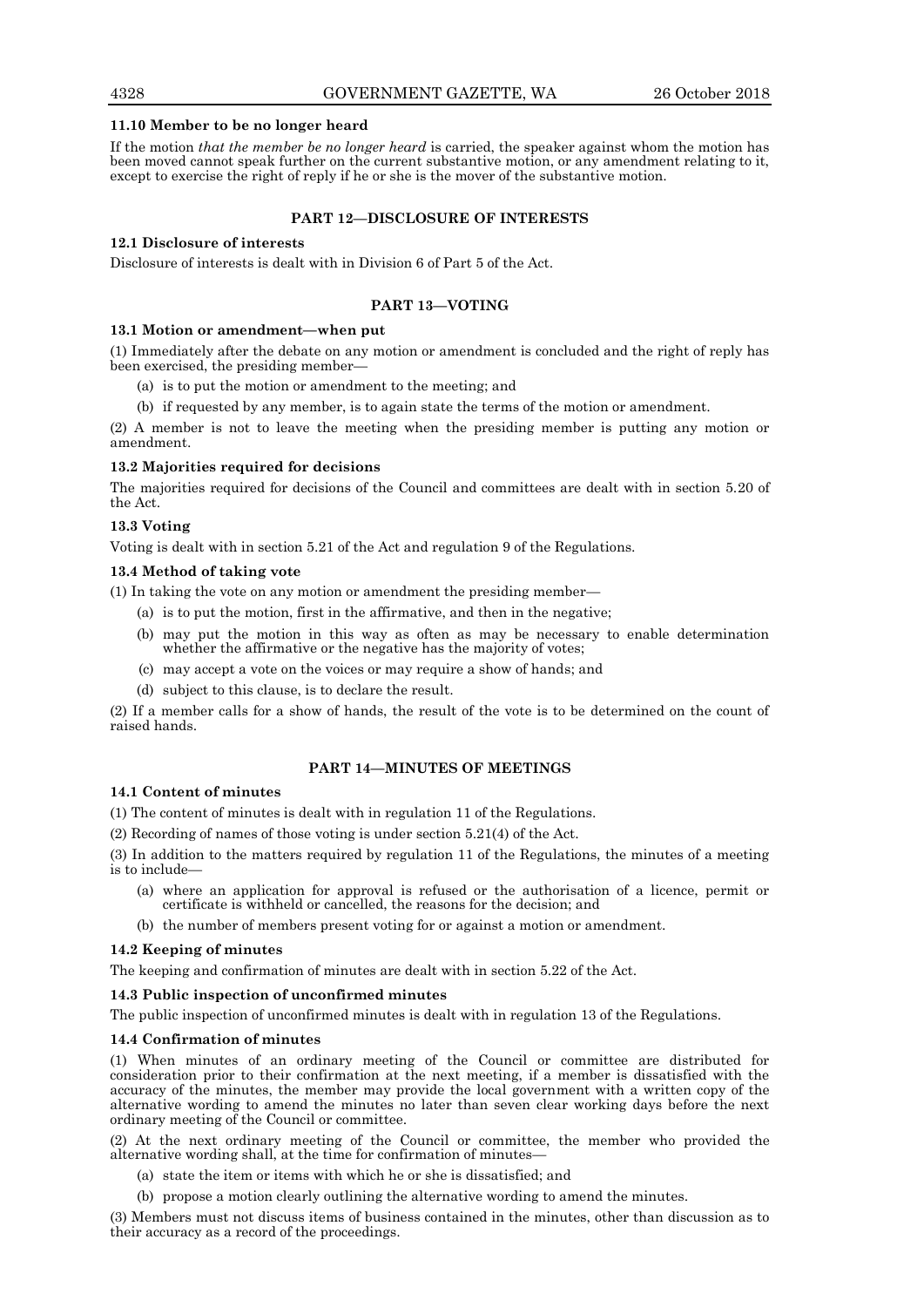### 11.10 Member to be no longer heard

If the motion *that the member be no longer heard* is carried, the speaker against whom the motion has been moved cannot speak further on the current substantive motion, or any amendment relating to it, except to exercise the right of reply if he or she is the mover of the substantive motion.

## PART 12—DISCLOSURE OF INTERESTS

### 12.1 Disclosure of interests

Disclosure of interests is dealt with in Division 6 of Part 5 of the Act.

## PART 13—VOTING

### 13.1 Motion or amendment—when put

(1) Immediately after the debate on any motion or amendment is concluded and the right of reply has been exercised, the presiding member—

- (a) is to put the motion or amendment to the meeting; and
- (b) if requested by any member, is to again state the terms of the motion or amendment.

(2) A member is not to leave the meeting when the presiding member is putting any motion or amendment.

### 13.2 Majorities required for decisions

The majorities required for decisions of the Council and committees are dealt with in section 5.20 of the Act.

### 13.3 Voting

Voting is dealt with in section 5.21 of the Act and regulation 9 of the Regulations.

### 13.4 Method of taking vote

(1) In taking the vote on any motion or amendment the presiding member—

- (a) is to put the motion, first in the affirmative, and then in the negative;
- (b) may put the motion in this way as often as may be necessary to enable determination whether the affirmative or the negative has the majority of votes;
- (c) may accept a vote on the voices or may require a show of hands; and
- (d) subject to this clause, is to declare the result.

(2) If a member calls for a show of hands, the result of the vote is to be determined on the count of raised hands.

## PART 14—MINUTES OF MEETINGS

### 14.1 Content of minutes

(1) The content of minutes is dealt with in regulation 11 of the Regulations.

(2) Recording of names of those voting is under section 5.21(4) of the Act.

(3) In addition to the matters required by regulation 11 of the Regulations, the minutes of a meeting is to include—

- (a) where an application for approval is refused or the authorisation of a licence, permit or certificate is withheld or cancelled, the reasons for the decision; and
- (b) the number of members present voting for or against a motion or amendment.

### 14.2 Keeping of minutes

The keeping and confirmation of minutes are dealt with in section 5.22 of the Act.

### 14.3 Public inspection of unconfirmed minutes

The public inspection of unconfirmed minutes is dealt with in regulation 13 of the Regulations.

### 14.4 Confirmation of minutes

(1) When minutes of an ordinary meeting of the Council or committee are distributed for consideration prior to their confirmation at the next meeting, if a member is dissatisfied with the accuracy of the minutes, the member may provide the local government with a written copy of the alternative wording to amend the minutes no later than seven clear working days before the next ordinary meeting of the Council or committee.

(2) At the next ordinary meeting of the Council or committee, the member who provided the alternative wording shall, at the time for confirmation of minutes—

- (a) state the item or items with which he or she is dissatisfied; and
- (b) propose a motion clearly outlining the alternative wording to amend the minutes.

(3) Members must not discuss items of business contained in the minutes, other than discussion as to their accuracy as a record of the proceedings.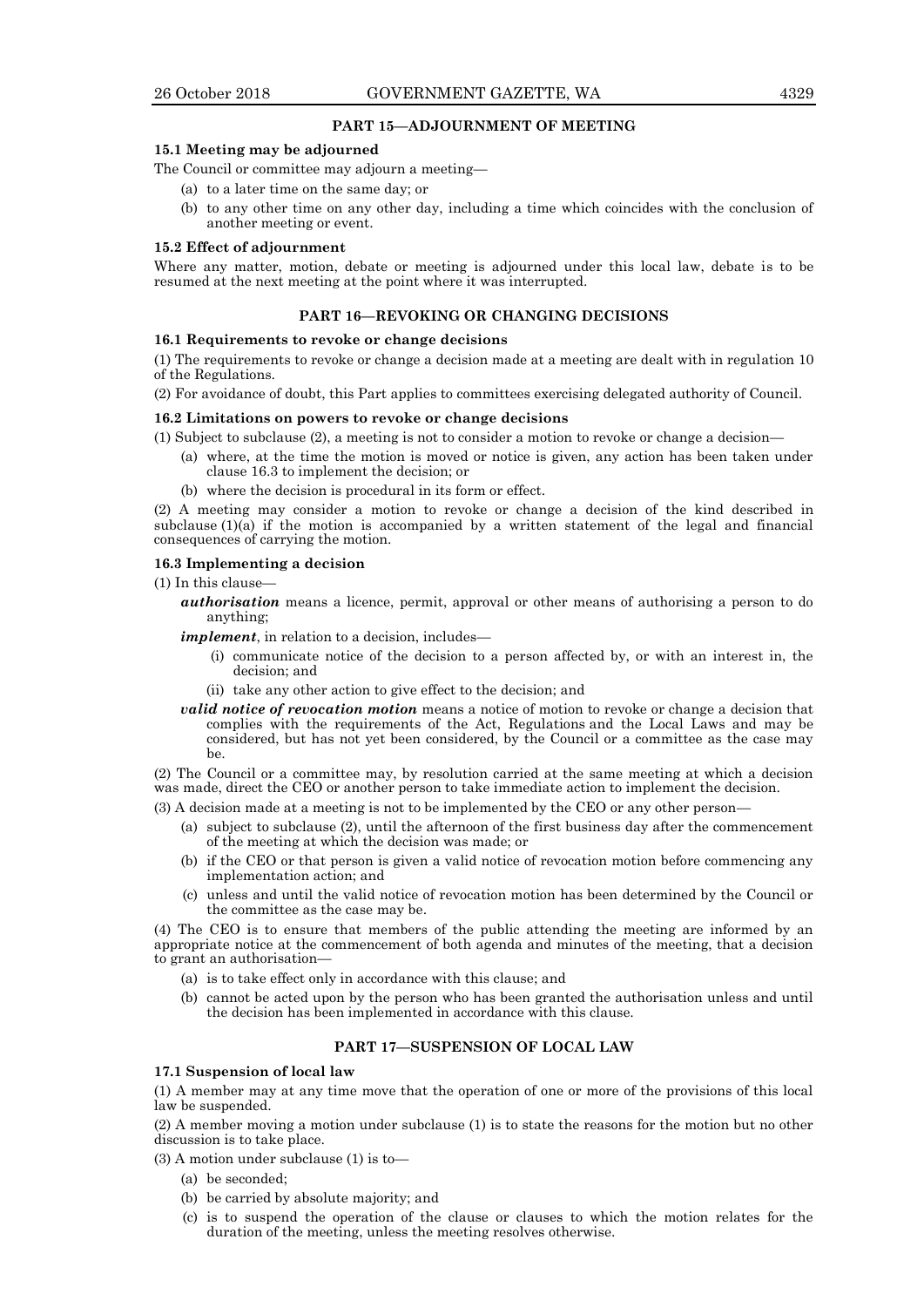## PART 15—ADJOURNMENT OF MEETING

### 15.1 Meeting may be adjourned

The Council or committee may adjourn a meeting—

- (a) to a later time on the same day; or
- (b) to any other time on any other day, including a time which coincides with the conclusion of another meeting or event.

### 15.2 Effect of adjournment

Where any matter, motion, debate or meeting is adjourned under this local law, debate is to be resumed at the next meeting at the point where it was interrupted.

## PART 16—REVOKING OR CHANGING DECISIONS

### 16.1 Requirements to revoke or change decisions

(1) The requirements to revoke or change a decision made at a meeting are dealt with in regulation 10 of the Regulations.

(2) For avoidance of doubt, this Part applies to committees exercising delegated authority of Council.

### 16.2 Limitations on powers to revoke or change decisions

(1) Subject to subclause (2), a meeting is not to consider a motion to revoke or change a decision—

- (a) where, at the time the motion is moved or notice is given, any action has been taken under clause 16.3 to implement the decision; or
- (b) where the decision is procedural in its form or effect.

(2) A meeting may consider a motion to revoke or change a decision of the kind described in subclause (1)(a) if the motion is accompanied by a written statement of the legal and financial consequences of carrying the motion.

### 16.3 Implementing a decision

(1) In this clause—

***authorisation*** means a licence, permit, approval or other means of authorising a person to do anything;

***implement***, in relation to a decision, includes—

- (i) communicate notice of the decision to a person affected by, or with an interest in, the decision; and
- (ii) take any other action to give effect to the decision; and

***valid notice of revocation motion*** means a notice of motion to revoke or change a decision that complies with the requirements of the Act, Regulations and the Local Laws and may be considered, but has not yet been considered, by the Council or a committee as the case may be.

(2) The Council or a committee may, by resolution carried at the same meeting at which a decision was made, direct the CEO or another person to take immediate action to implement the decision.

(3) A decision made at a meeting is not to be implemented by the CEO or any other person—

- (a) subject to subclause (2), until the afternoon of the first business day after the commencement of the meeting at which the decision was made; or
- (b) if the CEO or that person is given a valid notice of revocation motion before commencing any implementation action; and
- (c) unless and until the valid notice of revocation motion has been determined by the Council or the committee as the case may be.

(4) The CEO is to ensure that members of the public attending the meeting are informed by an appropriate notice at the commencement of both agenda and minutes of the meeting, that a decision to grant an authorisation—

- (a) is to take effect only in accordance with this clause; and
- (b) cannot be acted upon by the person who has been granted the authorisation unless and until the decision has been implemented in accordance with this clause.

## PART 17—SUSPENSION OF LOCAL LAW

### 17.1 Suspension of local law

(1) A member may at any time move that the operation of one or more of the provisions of this local law be suspended.

(2) A member moving a motion under subclause (1) is to state the reasons for the motion but no other discussion is to take place.

(3) A motion under subclause (1) is to—

- (a) be seconded;
- (b) be carried by absolute majority; and
- (c) is to suspend the operation of the clause or clauses to which the motion relates for the duration of the meeting, unless the meeting resolves otherwise.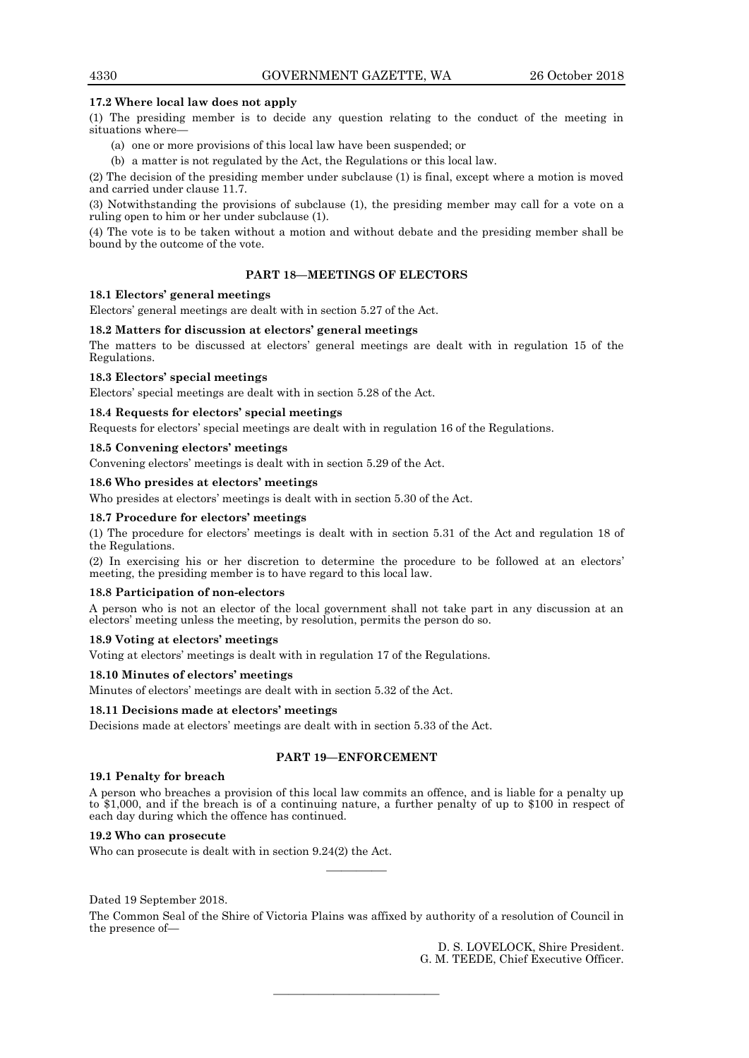**17.2 Where local law does not apply**

(1) The presiding member is to decide any question relating to the conduct of the meeting in situations where—

(a) one or more provisions of this local law have been suspended; or

(b) a matter is not regulated by the Act, the Regulations or this local law.

(2) The decision of the presiding member under subclause (1) is final, except where a motion is moved and carried under clause 11.7.

(3) Notwithstanding the provisions of subclause (1), the presiding member may call for a vote on a ruling open to him or her under subclause (1).

(4) The vote is to be taken without a motion and without debate and the presiding member shall be bound by the outcome of the vote.

## PART 18—MEETINGS OF ELECTORS

**18.1 Electors' general meetings**

Electors' general meetings are dealt with in section 5.27 of the Act.

**18.2 Matters for discussion at electors' general meetings**

The matters to be discussed at electors' general meetings are dealt with in regulation 15 of the Regulations.

**18.3 Electors' special meetings**

Electors' special meetings are dealt with in section 5.28 of the Act.

**18.4 Requests for electors' special meetings**

Requests for electors' special meetings are dealt with in regulation 16 of the Regulations.

**18.5 Convening electors' meetings**

Convening electors' meetings is dealt with in section 5.29 of the Act.

**18.6 Who presides at electors' meetings**

Who presides at electors' meetings is dealt with in section 5.30 of the Act.

**18.7 Procedure for electors' meetings**

(1) The procedure for electors' meetings is dealt with in section 5.31 of the Act and regulation 18 of the Regulations.

(2) In exercising his or her discretion to determine the procedure to be followed at an electors' meeting, the presiding member is to have regard to this local law.

**18.8 Participation of non-electors**

A person who is not an elector of the local government shall not take part in any discussion at an electors' meeting unless the meeting, by resolution, permits the person do so.

**18.9 Voting at electors' meetings**

Voting at electors' meetings is dealt with in regulation 17 of the Regulations.

**18.10 Minutes of electors' meetings**

Minutes of electors' meetings are dealt with in section 5.32 of the Act.

**18.11 Decisions made at electors' meetings**

Decisions made at electors' meetings are dealt with in section 5.33 of the Act.

## PART 19—ENFORCEMENT

**19.1 Penalty for breach**

A person who breaches a provision of this local law commits an offence, and is liable for a penalty up to $1,000, and if the breach is of a continuing nature, a further penalty of up to $100 in respect of each day during which the offence has continued.

**19.2 Who can prosecute**

Who can prosecute is dealt with in section 9.24(2) the Act.

---

Dated 19 September 2018.

The Common Seal of the Shire of Victoria Plains was affixed by authority of a resolution of Council in the presence of—

D. S. LOVELOCK, Shire President.
G. M. TEEDE, Chief Executive Officer.

---